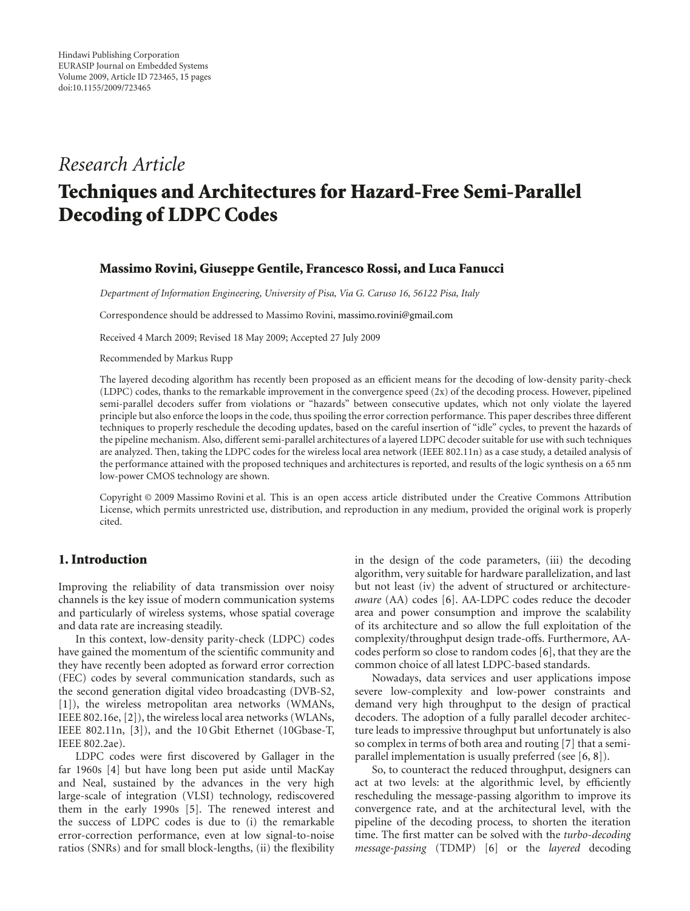Hindawi Publishing Corporation
EURASIP Journal on Embedded Systems
Volume 2009, Article ID 723465, 15 pages
doi:10.1155/2009/723465

*Research Article*

# Techniques and Architectures for Hazard-Free Semi-Parallel Decoding of LDPC Codes

**Massimo Rovini, Giuseppe Gentile, Francesco Rossi, and Luca Fanucci**

*Department of Information Engineering, University of Pisa, Via G. Caruso 16, 56122 Pisa, Italy*

Correspondence should be addressed to Massimo Rovini, massimo.rovini@gmail.com

Received 4 March 2009; Revised 18 May 2009; Accepted 27 July 2009

Recommended by Markus Rupp

The layered decoding algorithm has recently been proposed as an efficient means for the decoding of low-density parity-check (LDPC) codes, thanks to the remarkable improvement in the convergence speed (2x) of the decoding process. However, pipelined semi-parallel decoders suffer from violations or "hazards" between consecutive updates, which not only violate the layered principle but also enforce the loops in the code, thus spoiling the error correction performance. This paper describes three different techniques to properly reschedule the decoding updates, based on the careful insertion of "idle" cycles, to prevent the hazards of the pipeline mechanism. Also, different semi-parallel architectures of a layered LDPC decoder suitable for use with such techniques are analyzed. Then, taking the LDPC codes for the wireless local area network (IEEE 802.11n) as a case study, a detailed analysis of the performance attained with the proposed techniques and architectures is reported, and results of the logic synthesis on a 65 nm low-power CMOS technology are shown.

Copyright © 2009 Massimo Rovini et al. This is an open access article distributed under the Creative Commons Attribution License, which permits unrestricted use, distribution, and reproduction in any medium, provided the original work is properly cited.

## 1. Introduction

Improving the reliability of data transmission over noisy channels is the key issue of modern communication systems and particularly of wireless systems, whose spatial coverage and data rate are increasing steadily.

In this context, low-density parity-check (LDPC) codes have gained the momentum of the scientific community and they have recently been adopted as forward error correction (FEC) codes by several communication standards, such as the second generation digital video broadcasting (DVB-S2, [1]), the wireless metropolitan area networks (WMANs, IEEE 802.16e, [2]), the wireless local area networks (WLANs, IEEE 802.11n, [3]), and the 10 Gbit Ethernet (10Gbase-T, IEEE 802.2ae).

LDPC codes were first discovered by Gallager in the far 1960s [4] but have long been put aside until MacKay and Neal, sustained by the advances in the very high large-scale of integration (VLSI) technology, rediscovered them in the early 1990s [5]. The renewed interest and the success of LDPC codes is due to (i) the remarkable error-correction performance, even at low signal-to-noise ratios (SNRs) and for small block-lengths, (ii) the flexibility in the design of the code parameters, (iii) the decoding algorithm, very suitable for hardware parallelization, and last but not least (iv) the advent of structured or architecture-*aware* (AA) codes [6]. AA-LDPC codes reduce the decoder area and power consumption and improve the scalability of its architecture and so allow the full exploitation of the complexity/throughput design trade-offs. Furthermore, AA-codes perform so close to random codes [6], that they are the common choice of all latest LDPC-based standards.

Nowadays, data services and user applications impose severe low-complexity and low-power constraints and demand very high throughput to the design of practical decoders. The adoption of a fully parallel decoder architecture leads to impressive throughput but unfortunately is also so complex in terms of both area and routing [7] that a semi-parallel implementation is usually preferred (see [6, 8]).

So, to counteract the reduced throughput, designers can act at two levels: at the algorithmic level, by efficiently rescheduling the message-passing algorithm to improve its convergence rate, and at the architectural level, with the pipeline of the decoding process, to shorten the iteration time. The first matter can be solved with the *turbo-decoding message-passing* (TDMP) [6] or the *layered* decoding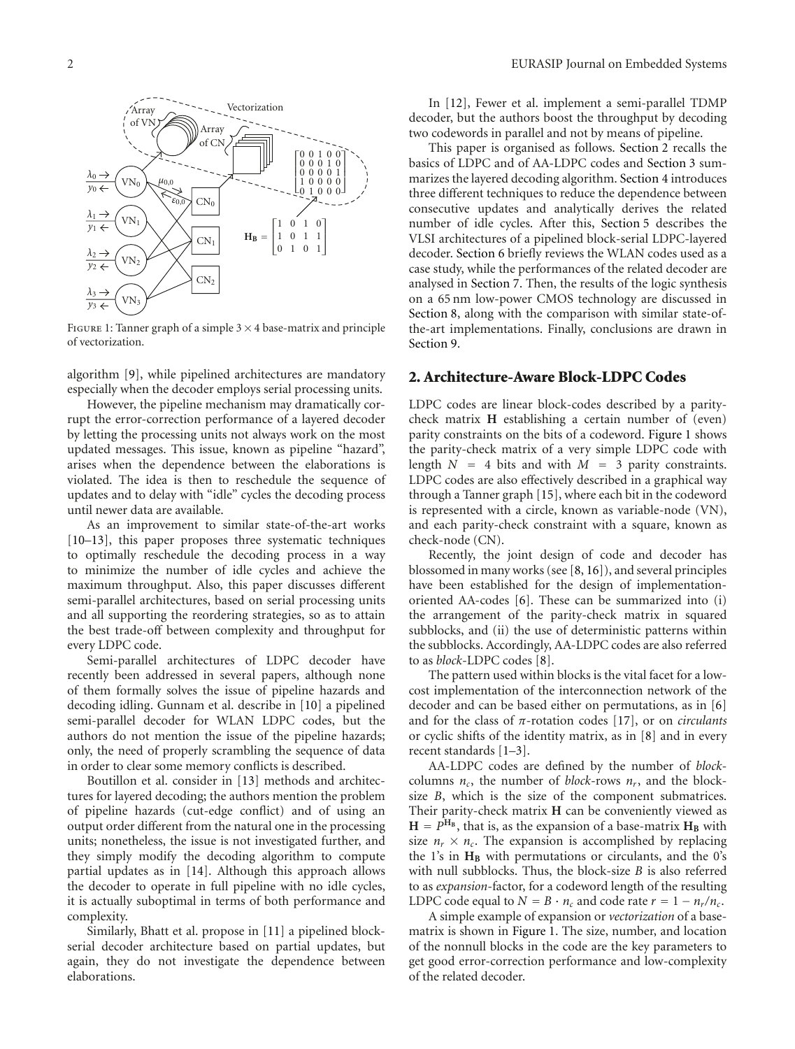FIGURE 1: Tanner graph of a simple $3 \times 4$ base-matrix and principle of vectorization.

algorithm [9], while pipelined architectures are mandatory especially when the decoder employs serial processing units.

However, the pipeline mechanism may dramatically corrupt the error-correction performance of a layered decoder by letting the processing units not always work on the most updated messages. This issue, known as pipeline "hazard", arises when the dependence between the elaborations is violated. The idea is then to reschedule the sequence of updates and to delay with "idle" cycles the decoding process until newer data are available.

As an improvement to similar state-of-the-art works [10–13], this paper proposes three systematic techniques to optimally reschedule the decoding process in a way to minimize the number of idle cycles and achieve the maximum throughput. Also, this paper discusses different semi-parallel architectures, based on serial processing units and all supporting the reordering strategies, so as to attain the best trade-off between complexity and throughput for every LDPC code.

Semi-parallel architectures of LDPC decoder have recently been addressed in several papers, although none of them formally solves the issue of pipeline hazards and decoding idling. Gunnam et al. describe in [10] a pipelined semi-parallel decoder for WLAN LDPC codes, but the authors do not mention the issue of the pipeline hazards; only, the need of properly scrambling the sequence of data in order to clear some memory conflicts is described.

Boutillon et al. consider in [13] methods and architectures for layered decoding; the authors mention the problem of pipeline hazards (cut-edge conflict) and of using an output order different from the natural one in the processing units; nonetheless, the issue is not investigated further, and they simply modify the decoding algorithm to compute partial updates as in [14]. Although this approach allows the decoder to operate in full pipeline with no idle cycles, it is actually suboptimal in terms of both performance and complexity.

Similarly, Bhatt et al. propose in [11] a pipelined block-serial decoder architecture based on partial updates, but again, they do not investigate the dependence between elaborations.

In [12], Fewer et al. implement a semi-parallel TDMP decoder, but the authors boost the throughput by decoding two codewords in parallel and not by means of pipeline.

This paper is organised as follows. Section 2 recalls the basics of LDPC and of AA-LDPC codes and Section 3 summarizes the layered decoding algorithm. Section 4 introduces three different techniques to reduce the dependence between consecutive updates and analytically derives the related number of idle cycles. After this, Section 5 describes the VLSI architectures of a pipelined block-serial LDPC-layered decoder. Section 6 briefly reviews the WLAN codes used as a case study, while the performances of the related decoder are analysed in Section 7. Then, the results of the logic synthesis on a 65 nm low-power CMOS technology are discussed in Section 8, along with the comparison with similar state-of-the-art implementations. Finally, conclusions are drawn in Section 9.

## 2. Architecture-Aware Block-LDPC Codes

LDPC codes are linear block-codes described by a parity-check matrix **H** establishing a certain number of (even) parity constraints on the bits of a codeword. Figure 1 shows the parity-check matrix of a very simple LDPC code with length $N = 4$ bits and with $M = 3$ parity constraints. LDPC codes are also effectively described in a graphical way through a Tanner graph [15], where each bit in the codeword is represented with a circle, known as variable-node (VN), and each parity-check constraint with a square, known as check-node (CN).

Recently, the joint design of code and decoder has blossomed in many works (see [8, 16]), and several principles have been established for the design of implementation-oriented AA-codes [6]. These can be summarized into (i) the arrangement of the parity-check matrix in squared subblocks, and (ii) the use of deterministic patterns within the subblocks. Accordingly, AA-LDPC codes are also referred to as *block*-LDPC codes [8].

The pattern used within blocks is the vital facet for a low-cost implementation of the interconnection network of the decoder and can be based either on permutations, as in [6] and for the class of $\pi$-rotation codes [17], or on *circulants* or cyclic shifts of the identity matrix, as in [8] and in every recent standards [1–3].

AA-LDPC codes are defined by the number of *block*-columns $n_c$, the number of *block*-rows $n_r$, and the block-size $B$, which is the size of the component submatrices. Their parity-check matrix **H** can be conveniently viewed as $\mathbf{H} = P^{\mathbf{H_B}}$, that is, as the expansion of a base-matrix $\mathbf{H_B}$ with size $n_r \times n_c$. The expansion is accomplished by replacing the 1's in $\mathbf{H_B}$ with permutations or circulants, and the 0's with null subblocks. Thus, the block-size $B$ is also referred to as *expansion*-factor, for a codeword length of the resulting LDPC code equal to $N = B \cdot n_c$ and code rate $r = 1 - n_r/n_c$.

A simple example of expansion or *vectorization* of a base-matrix is shown in Figure 1. The size, number, and location of the nonnull blocks in the code are the key parameters to get good error-correction performance and low-complexity of the related decoder.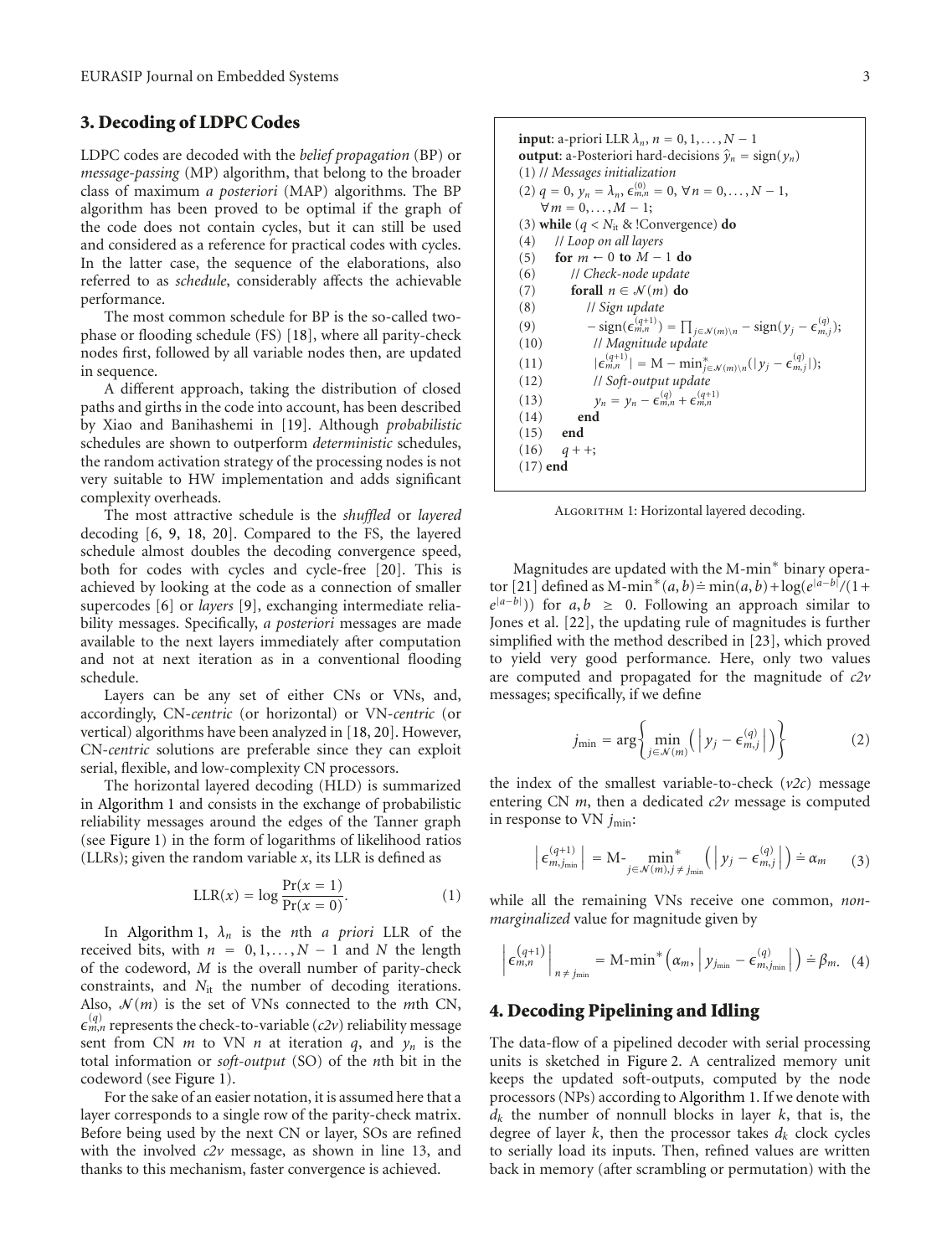## 3. Decoding of LDPC Codes

LDPC codes are decoded with the *belief propagation* (BP) or *message-passing* (MP) algorithm, that belong to the broader class of maximum *a posteriori* (MAP) algorithms. The BP algorithm has been proved to be optimal if the graph of the code does not contain cycles, but it can still be used and considered as a reference for practical codes with cycles. In the latter case, the sequence of the elaborations, also referred to as *schedule*, considerably affects the achievable performance.

The most common schedule for BP is the so-called two-phase or flooding schedule (FS) [18], where all parity-check nodes first, followed by all variable nodes then, are updated in sequence.

A different approach, taking the distribution of closed paths and girths in the code into account, has been described by Xiao and Banihashemi in [19]. Although *probabilistic* schedules are shown to outperform *deterministic* schedules, the random activation strategy of the processing nodes is not very suitable to HW implementation and adds significant complexity overheads.

The most attractive schedule is the *shuffled* or *layered* decoding [6, 9, 18, 20]. Compared to the FS, the layered schedule almost doubles the decoding convergence speed, both for codes with cycles and cycle-free [20]. This is achieved by looking at the code as a connection of smaller supercodes [6] or *layers* [9], exchanging intermediate reliability messages. Specifically, *a posteriori* messages are made available to the next layers immediately after computation and not at next iteration as in a conventional flooding schedule.

Layers can be any set of either CNs or VNs, and, accordingly, CN-*centric* (or horizontal) or VN-*centric* (or vertical) algorithms have been analyzed in [18, 20]. However, CN-*centric* solutions are preferable since they can exploit serial, flexible, and low-complexity CN processors.

The horizontal layered decoding (HLD) is summarized in Algorithm 1 and consists in the exchange of probabilistic reliability messages around the edges of the Tanner graph (see Figure 1) in the form of logarithms of likelihood ratios (LLRs); given the random variable $x$, its LLR is defined as

$$\mathrm{LLR}(x) = \log \frac{\Pr(x=1)}{\Pr(x=0)}. \tag{1}$$

In Algorithm 1, $\lambda_n$ is the $n$th *a priori* LLR of the received bits, with $n = 0, 1, \ldots, N-1$ and $N$ the length of the codeword, $M$ is the overall number of parity-check constraints, and $N_{\text{it}}$ the number of decoding iterations. Also, $\mathcal{N}(m)$ is the set of VNs connected to the $m$th CN, $\epsilon_{m,n}^{(q)}$ represents the check-to-variable (*c2v*) reliability message sent from CN $m$ to VN $n$ at iteration $q$, and $y_n$ is the total information or *soft-output* (SO) of the $n$th bit in the codeword (see Figure 1).

For the sake of an easier notation, it is assumed here that a layer corresponds to a single row of the parity-check matrix. Before being used by the next CN or layer, SOs are refined with the involved *c2v* message, as shown in line 13, and thanks to this mechanism, faster convergence is achieved.

```
input: a-priori LLR λ_n, n = 0, 1, ..., N − 1
output: a-Posteriori hard-decisions ŷ_n = sign(y_n)
(1) // Messages initialization
(2) q = 0, y_n = λ_n, ε^(0)_{m,n} = 0, ∀n = 0, ..., N − 1,
      ∀m = 0, ..., M − 1;
(3) while (q < N_it & !Convergence) do
(4)    // Loop on all layers
(5)    for m ← 0 to M − 1 do
(6)       // Check-node update
(7)       forall n ∈ N(m) do
(8)          // Sign update
(9)          − sign(ε^(q+1)_{m,n}) = ∏_{j∈N(m)\n} − sign(y_j − ε^(q)_{m,j});
(10)         // Magnitude update
(11)         |ε^(q+1)_{m,n}| = M − min*_{j∈N(m)\n}(|y_j − ε^(q)_{m,j}|);
(12)         // Soft-output update
(13)         y_n = y_n − ε^(q)_{m,n} + ε^(q+1)_{m,n}
(14)      end
(15)   end
(16)   q++;
(17) end
```

Algorithm 1: Horizontal layered decoding.

Magnitudes are updated with the M-min$^*$ binary operator [21] defined as $\text{M-min}^*(a,b) \doteq \min(a,b) + \log(e^{|a-b|}/(1+e^{|a-b|}))$ for $a, b \geq 0$. Following an approach similar to Jones et al. [22], the updating rule of magnitudes is further simplified with the method described in [23], which proved to yield very good performance. Here, only two values are computed and propagated for the magnitude of *c2v* messages; specifically, if we define

$$j_{\min} = \arg\left\{ \min_{j \in \mathcal{N}(m)} \left( \left| y_j - \epsilon_{m,j}^{(q)} \right| \right) \right\} \tag{2}$$

the index of the smallest variable-to-check (*v2c*) message entering CN $m$, then a dedicated *c2v* message is computed in response to VN $j_{\min}$:

$$\left| \epsilon_{m,j_{\min}}^{(q+1)} \right| = \text{M-}\min_{j \in \mathcal{N}(m), j \neq j_{\min}}^{*} \left( \left| y_j - \epsilon_{m,j}^{(q)} \right| \right) \doteq \alpha_m \tag{3}$$

while all the remaining VNs receive one common, *non-marginalized* value for magnitude given by

$$\left| \epsilon_{m,n}^{(q+1)} \right|_{n \neq j_{\min}} = \text{M-}\min^{*}\left( \alpha_m, \left| y_{j_{\min}} - \epsilon_{m,j_{\min}}^{(q)} \right| \right) \doteq \beta_m. \tag{4}$$

## 4. Decoding Pipelining and Idling

The data-flow of a pipelined decoder with serial processing units is sketched in Figure 2. A centralized memory unit keeps the updated soft-outputs, computed by the node processors (NPs) according to Algorithm 1. If we denote with $d_k$ the number of nonnull blocks in layer $k$, that is, the degree of layer $k$, then the processor takes $d_k$ clock cycles to serially load its inputs. Then, refined values are written back in memory (after scrambling or permutation) with the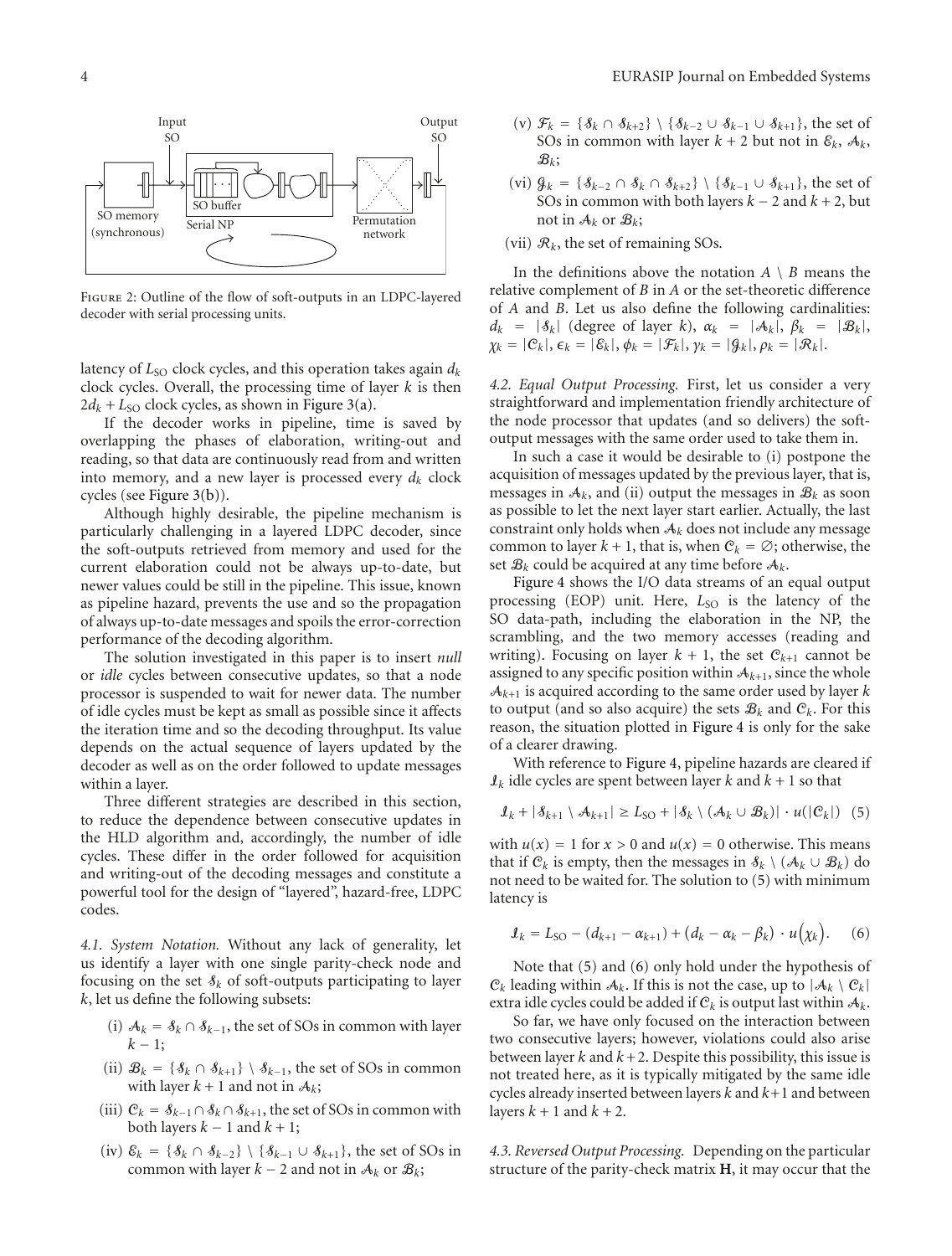Figure 2: Outline of the flow of soft-outputs in an LDPC-layered decoder with serial processing units.

latency of $L_{SO}$ clock cycles, and this operation takes again $d_k$ clock cycles. Overall, the processing time of layer $k$ is then $2d_k + L_{SO}$ clock cycles, as shown in Figure 3(a).

If the decoder works in pipeline, time is saved by overlapping the phases of elaboration, writing-out and reading, so that data are continuously read from and written into memory, and a new layer is processed every $d_k$ clock cycles (see Figure 3(b)).

Although highly desirable, the pipeline mechanism is particularly challenging in a layered LDPC decoder, since the soft-outputs retrieved from memory and used for the current elaboration could not be always up-to-date, but newer values could be still in the pipeline. This issue, known as pipeline hazard, prevents the use and so the propagation of always up-to-date messages and spoils the error-correction performance of the decoding algorithm.

The solution investigated in this paper is to insert *null* or *idle* cycles between consecutive updates, so that a node processor is suspended to wait for newer data. The number of idle cycles must be kept as small as possible since it affects the iteration time and so the decoding throughput. Its value depends on the actual sequence of layers updated by the decoder as well as on the order followed to update messages within a layer.

Three different strategies are described in this section, to reduce the dependence between consecutive updates in the HLD algorithm and, accordingly, the number of idle cycles. These differ in the order followed for acquisition and writing-out of the decoding messages and constitute a powerful tool for the design of "layered", hazard-free, LDPC codes.

*4.1. System Notation.* Without any lack of generality, let us identify a layer with one single parity-check node and focusing on the set $\mathcal{S}_k$ of soft-outputs participating to layer $k$, let us define the following subsets:

(i) $\mathcal{A}_k = \mathcal{S}_k \cap \mathcal{S}_{k-1}$, the set of SOs in common with layer $k-1$;

(ii) $\mathcal{B}_k = \{\mathcal{S}_k \cap \mathcal{S}_{k+1}\} \setminus \mathcal{S}_{k-1}$, the set of SOs in common with layer $k+1$ and not in $\mathcal{A}_k$;

(iii) $\mathcal{C}_k = \mathcal{S}_{k-1} \cap \mathcal{S}_k \cap \mathcal{S}_{k+1}$, the set of SOs in common with both layers $k-1$ and $k+1$;

(iv) $\mathcal{E}_k = \{\mathcal{S}_k \cap \mathcal{S}_{k-2}\} \setminus \{\mathcal{S}_{k-1} \cup \mathcal{S}_{k+1}\}$, the set of SOs in common with layer $k-2$ and not in $\mathcal{A}_k$ or $\mathcal{B}_k$;

(v) $\mathcal{F}_k = \{\mathcal{S}_k \cap \mathcal{S}_{k+2}\} \setminus \{\mathcal{S}_{k-2} \cup \mathcal{S}_{k-1} \cup \mathcal{S}_{k+1}\}$, the set of SOs in common with layer $k+2$ but not in $\mathcal{E}_k$, $\mathcal{A}_k$, $\mathcal{B}_k$;

(vi) $\mathcal{G}_k = \{\mathcal{S}_{k-2} \cap \mathcal{S}_k \cap \mathcal{S}_{k+2}\} \setminus \{\mathcal{S}_{k-1} \cup \mathcal{S}_{k+1}\}$, the set of SOs in common with both layers $k-2$ and $k+2$, but not in $\mathcal{A}_k$ or $\mathcal{B}_k$;

(vii) $\mathcal{R}_k$, the set of remaining SOs.

In the definitions above the notation $A \setminus B$ means the relative complement of $B$ in $A$ or the set-theoretic difference of $A$ and $B$. Let us also define the following cardinalities: $d_k = |\mathcal{S}_k|$ (degree of layer $k$), $\alpha_k = |\mathcal{A}_k|$, $\beta_k = |\mathcal{B}_k|$, $\chi_k = |\mathcal{C}_k|$, $\epsilon_k = |\mathcal{E}_k|$, $\phi_k = |\mathcal{F}_k|$, $\gamma_k = |\mathcal{G}_k|$, $\rho_k = |\mathcal{R}_k|$.

*4.2. Equal Output Processing.* First, let us consider a very straightforward and implementation friendly architecture of the node processor that updates (and so delivers) the soft-output messages with the same order used to take them in.

In such a case it would be desirable to (i) postpone the acquisition of messages updated by the previous layer, that is, messages in $\mathcal{A}_k$, and (ii) output the messages in $\mathcal{B}_k$ as soon as possible to let the next layer start earlier. Actually, the last constraint only holds when $\mathcal{A}_k$ does not include any message common to layer $k+1$, that is, when $\mathcal{C}_k = \emptyset$; otherwise, the set $\mathcal{B}_k$ could be acquired at any time before $\mathcal{A}_k$.

Figure 4 shows the I/O data streams of an equal output processing (EOP) unit. Here, $L_{SO}$ is the latency of the SO data-path, including the elaboration in the NP, the scrambling, and the two memory accesses (reading and writing). Focusing on layer $k+1$, the set $\mathcal{C}_{k+1}$ cannot be assigned to any specific position within $\mathcal{A}_{k+1}$, since the whole $\mathcal{A}_{k+1}$ is acquired according to the same order used by layer $k$ to output (and so also acquire) the sets $\mathcal{B}_k$ and $\mathcal{C}_k$. For this reason, the situation plotted in Figure 4 is only for the sake of a clearer drawing.

With reference to Figure 4, pipeline hazards are cleared if $\mathcal{I}_k$ idle cycles are spent between layer $k$ and $k+1$ so that

$$\mathcal{I}_k + |\mathcal{S}_{k+1} \setminus \mathcal{A}_{k+1}| \geq L_{SO} + |\mathcal{S}_k \setminus (\mathcal{A}_k \cup \mathcal{B}_k)| \cdot u(|\mathcal{C}_k|) \quad (5)$$

with $u(x) = 1$ for $x > 0$ and $u(x) = 0$ otherwise. This means that if $\mathcal{C}_k$ is empty, then the messages in $\mathcal{S}_k \setminus (\mathcal{A}_k \cup \mathcal{B}_k)$ do not need to be waited for. The solution to (5) with minimum latency is

$$\mathcal{I}_k = L_{SO} - (d_{k+1} - \alpha_{k+1}) + (d_k - \alpha_k - \beta_k) \cdot u(\chi_k). \quad (6)$$

Note that (5) and (6) only hold under the hypothesis of $\mathcal{C}_k$ leading within $\mathcal{A}_k$. If this is not the case, up to $|\mathcal{A}_k \setminus \mathcal{C}_k|$ extra idle cycles could be added if $\mathcal{C}_k$ is output last within $\mathcal{A}_k$.

So far, we have only focused on the interaction between two consecutive layers; however, violations could also arise between layer $k$ and $k+2$. Despite this possibility, this issue is not treated here, as it is typically mitigated by the same idle cycles already inserted between layers $k$ and $k+1$ and between layers $k+1$ and $k+2$.

*4.3. Reversed Output Processing.* Depending on the particular structure of the parity-check matrix $\mathbf{H}$, it may occur that the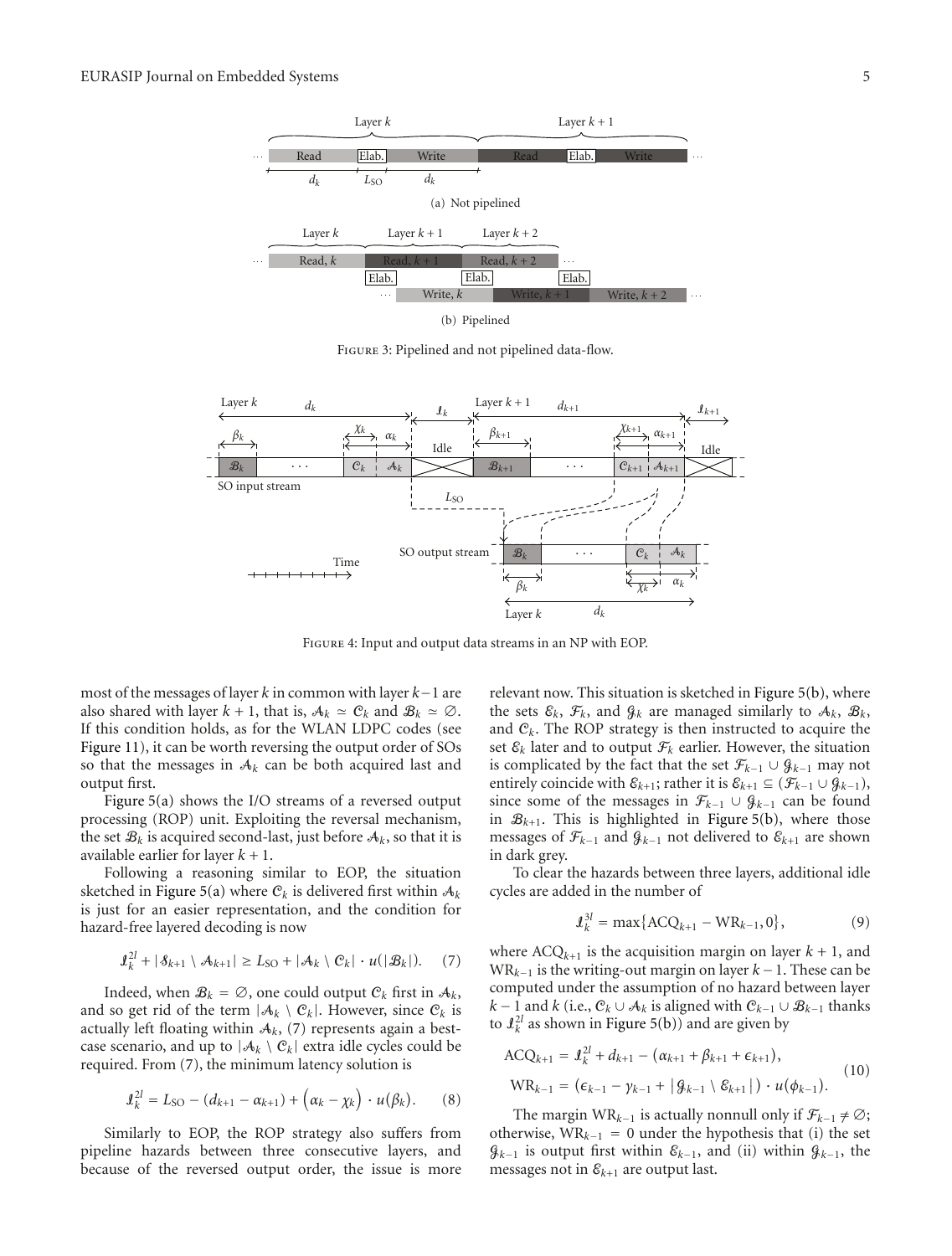FIGURE 3: Pipelined and not pipelined data-flow.

FIGURE 4: Input and output data streams in an NP with EOP.

most of the messages of layer $k$ in common with layer $k-1$ are also shared with layer $k+1$, that is, $\mathcal{A}_k \simeq \mathcal{C}_k$ and $\mathcal{B}_k \simeq \varnothing$. If this condition holds, as for the WLAN LDPC codes (see Figure 11), it can be worth reversing the output order of SOs so that the messages in $\mathcal{A}_k$ can be both acquired last and output first.

Figure 5(a) shows the I/O streams of a reversed output processing (ROP) unit. Exploiting the reversal mechanism, the set $\mathcal{B}_k$ is acquired second-last, just before $\mathcal{A}_k$, so that it is available earlier for layer $k+1$.

Following a reasoning similar to EOP, the situation sketched in Figure 5(a) where $\mathcal{C}_k$ is delivered first within $\mathcal{A}_k$ is just for an easier representation, and the condition for hazard-free layered decoding is now

$$\mathcal{I}_k^{2l} + |\mathcal{S}_{k+1} \setminus \mathcal{A}_{k+1}| \geq L_{\text{SO}} + |\mathcal{A}_k \setminus \mathcal{C}_k| \cdot u(|\mathcal{B}_k|). \quad (7)$$

Indeed, when $\mathcal{B}_k = \varnothing$, one could output $\mathcal{C}_k$ first in $\mathcal{A}_k$, and so get rid of the term $|\mathcal{A}_k \setminus \mathcal{C}_k|$. However, since $\mathcal{C}_k$ is actually left floating within $\mathcal{A}_k$, (7) represents again a best-case scenario, and up to $|\mathcal{A}_k \setminus \mathcal{C}_k|$ extra idle cycles could be required. From (7), the minimum latency solution is

$$\mathcal{I}_k^{2l} = L_{\text{SO}} - (d_{k+1} - \alpha_{k+1}) + (\alpha_k - \chi_k) \cdot u(\beta_k). \quad (8)$$

Similarly to EOP, the ROP strategy also suffers from pipeline hazards between three consecutive layers, and because of the reversed output order, the issue is more relevant now. This situation is sketched in Figure 5(b), where the sets $\mathcal{E}_k$, $\mathcal{F}_k$, and $\mathcal{G}_k$ are managed similarly to $\mathcal{A}_k$, $\mathcal{B}_k$, and $\mathcal{C}_k$. The ROP strategy is then instructed to acquire the set $\mathcal{E}_k$ later and to output $\mathcal{F}_k$ earlier. However, the situation is complicated by the fact that the set $\mathcal{F}_{k-1} \cup \mathcal{G}_{k-1}$ may not entirely coincide with $\mathcal{E}_{k+1}$; rather it is $\mathcal{E}_{k+1} \subseteq (\mathcal{F}_{k-1} \cup \mathcal{G}_{k-1})$, since some of the messages in $\mathcal{F}_{k-1} \cup \mathcal{G}_{k-1}$ can be found in $\mathcal{B}_{k+1}$. This is highlighted in Figure 5(b), where those messages of $\mathcal{F}_{k-1}$ and $\mathcal{G}_{k-1}$ not delivered to $\mathcal{E}_{k+1}$ are shown in dark grey.

To clear the hazards between three layers, additional idle cycles are added in the number of

$$\mathcal{I}_k^{3l} = \max\{\text{ACQ}_{k+1} - \text{WR}_{k-1}, 0\}, \quad (9)$$

where $\text{ACQ}_{k+1}$ is the acquisition margin on layer $k+1$, and $\text{WR}_{k-1}$ is the writing-out margin on layer $k-1$. These can be computed under the assumption of no hazard between layer $k-1$ and $k$ (i.e., $\mathcal{C}_k \cup \mathcal{A}_k$ is aligned with $\mathcal{C}_{k-1} \cup \mathcal{B}_{k-1}$ thanks to $\mathcal{I}_k^{2l}$ as shown in Figure 5(b)) and are given by

$$\begin{aligned} \text{ACQ}_{k+1} &= \mathcal{I}_k^{2l} + d_{k+1} - (\alpha_{k+1} + \beta_{k+1} + \epsilon_{k+1}), \\ \text{WR}_{k-1} &= (\epsilon_{k-1} - \gamma_{k-1} + |\mathcal{G}_{k-1} \setminus \mathcal{E}_{k+1}|) \cdot u(\phi_{k-1}). \end{aligned} \quad (10)$$

The margin $\text{WR}_{k-1}$ is actually nonnull only if $\mathcal{F}_{k-1} \neq \varnothing$; otherwise, $\text{WR}_{k-1} = 0$ under the hypothesis that (i) the set $\mathcal{G}_{k-1}$ is output first within $\mathcal{E}_{k-1}$, and (ii) within $\mathcal{G}_{k-1}$, the messages not in $\mathcal{E}_{k+1}$ are output last.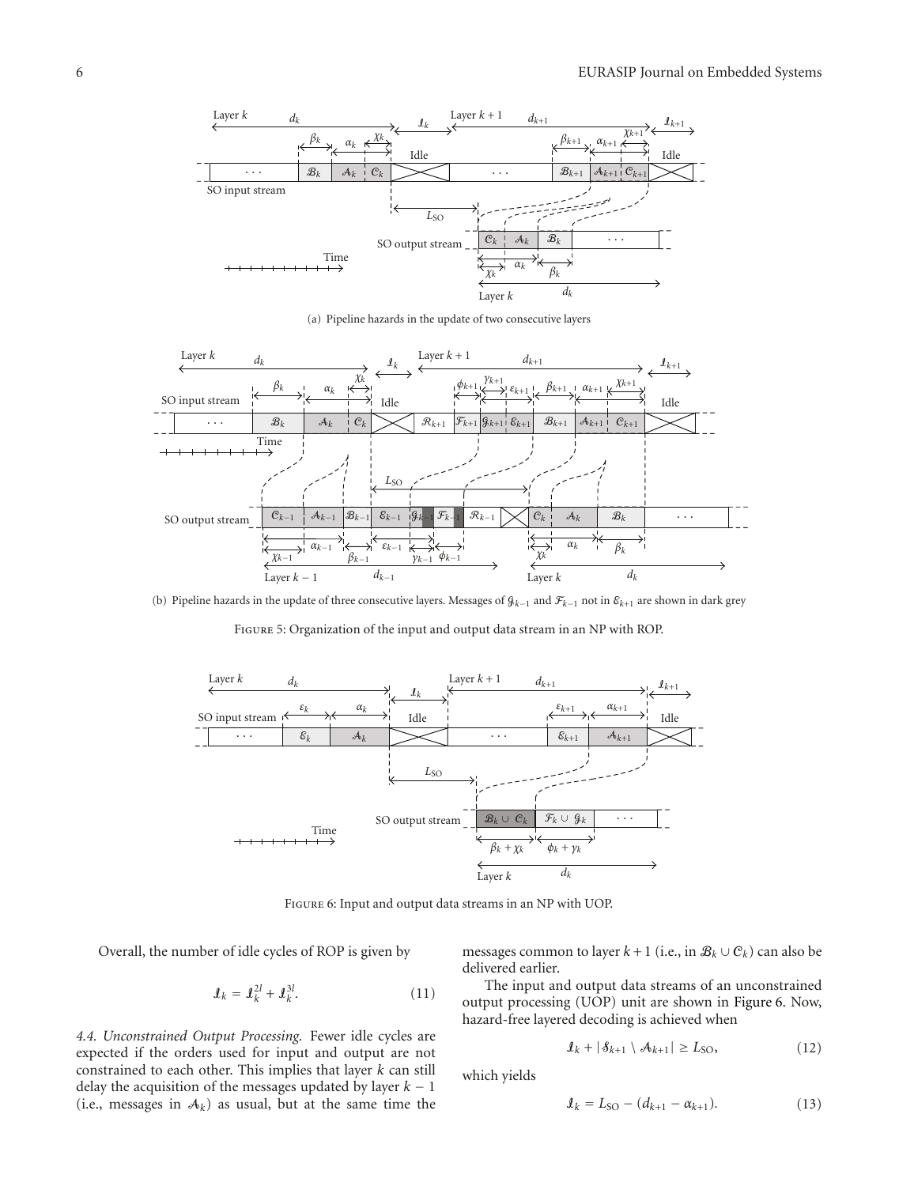(a) Pipeline hazards in the update of two consecutive layers

(b) Pipeline hazards in the update of three consecutive layers. Messages of $\mathcal{G}_{k-1}$ and $\mathcal{F}_{k-1}$ not in $\mathcal{E}_{k+1}$ are shown in dark grey

Figure 5: Organization of the input and output data stream in an NP with ROP.

Figure 6: Input and output data streams in an NP with UOP.

Overall, the number of idle cycles of ROP is given by

$$\mathcal{I}_k = \mathcal{I}_k^{2l} + \mathcal{I}_k^{3l}. \tag{11}$$

*4.4. Unconstrained Output Processing.* Fewer idle cycles are expected if the orders used for input and output are not constrained to each other. This implies that layer $k$ can still delay the acquisition of the messages updated by layer $k-1$ (i.e., messages in $\mathcal{A}_k$) as usual, but at the same time the messages common to layer $k+1$ (i.e., in $\mathcal{B}_k \cup \mathcal{C}_k$) can also be delivered earlier.

The input and output data streams of an unconstrained output processing (UOP) unit are shown in Figure 6. Now, hazard-free layered decoding is achieved when

$$\mathcal{I}_k + |\mathcal{S}_{k+1} \setminus \mathcal{A}_{k+1}| \geq L_{\text{SO}}, \tag{12}$$

which yields

$$\mathcal{I}_k = L_{\text{SO}} - (d_{k+1} - \alpha_{k+1}). \tag{13}$$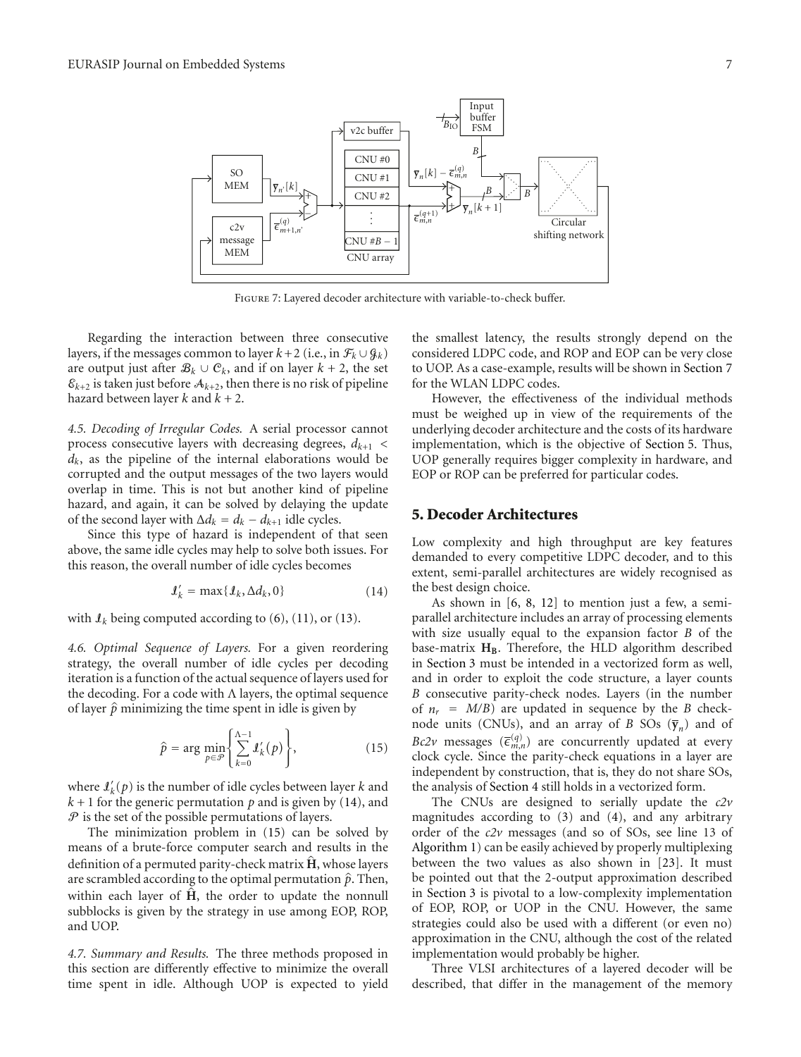Figure 7: Layered decoder architecture with variable-to-check buffer.

Regarding the interaction between three consecutive layers, if the messages common to layer $k+2$ (i.e., in $\mathcal{F}_k \cup \mathcal{G}_k$) are output just after $\mathcal{B}_k \cup \mathcal{C}_k$, and if on layer $k+2$, the set $\mathcal{E}_{k+2}$ is taken just before $\mathcal{A}_{k+2}$, then there is no risk of pipeline hazard between layer $k$ and $k+2$.

*4.5. Decoding of Irregular Codes.* A serial processor cannot process consecutive layers with decreasing degrees, $d_{k+1} < d_k$, as the pipeline of the internal elaborations would be corrupted and the output messages of the two layers would overlap in time. This is not but another kind of pipeline hazard, and again, it can be solved by delaying the update of the second layer with $\Delta d_k = d_k - d_{k+1}$ idle cycles.

Since this type of hazard is independent of that seen above, the same idle cycles may help to solve both issues. For this reason, the overall number of idle cycles becomes

$$\mathcal{I}'_k = \max\{\mathcal{I}_k, \Delta d_k, 0\} \tag{14}$$

with $\mathcal{I}_k$ being computed according to (6), (11), or (13).

*4.6. Optimal Sequence of Layers.* For a given reordering strategy, the overall number of idle cycles per decoding iteration is a function of the actual sequence of layers used for the decoding. For a code with $\Lambda$ layers, the optimal sequence of layer $\hat{p}$ minimizing the time spent in idle is given by

$$\hat{p} = \arg\min_{p \in \mathcal{P}} \left\{ \sum_{k=0}^{\Lambda-1} \mathcal{I}'_k(p) \right\}, \tag{15}$$

where $\mathcal{I}'_k(p)$ is the number of idle cycles between layer $k$ and $k+1$ for the generic permutation $p$ and is given by (14), and $\mathcal{P}$ is the set of the possible permutations of layers.

The minimization problem in (15) can be solved by means of a brute-force computer search and results in the definition of a permuted parity-check matrix $\hat{\mathbf{H}}$, whose layers are scrambled according to the optimal permutation $\hat{p}$. Then, within each layer of $\hat{\mathbf{H}}$, the order to update the nonnull subblocks is given by the strategy in use among EOP, ROP, and UOP.

*4.7. Summary and Results.* The three methods proposed in this section are differently effective to minimize the overall time spent in idle. Although UOP is expected to yield the smallest latency, the results strongly depend on the considered LDPC code, and ROP and EOP can be very close to UOP. As a case-example, results will be shown in Section 7 for the WLAN LDPC codes.

However, the effectiveness of the individual methods must be weighed up in view of the requirements of the underlying decoder architecture and the costs of its hardware implementation, which is the objective of Section 5. Thus, UOP generally requires bigger complexity in hardware, and EOP or ROP can be preferred for particular codes.

## 5. Decoder Architectures

Low complexity and high throughput are key features demanded to every competitive LDPC decoder, and to this extent, semi-parallel architectures are widely recognised as the best design choice.

As shown in [6, 8, 12] to mention just a few, a semi-parallel architecture includes an array of processing elements with size usually equal to the expansion factor $B$ of the base-matrix $\mathbf{H_B}$. Therefore, the HLD algorithm described in Section 3 must be intended in a vectorized form as well, and in order to exploit the code structure, a layer counts $B$ consecutive parity-check nodes. Layers (in the number of $n_r = M/B$) are updated in sequence by the $B$ check-node units (CNUs), and an array of $B$ SOs ($\overline{y}_n$) and of *Bc2v* messages ($\overline{\epsilon}^{(q)}_{m,n}$) are concurrently updated at every clock cycle. Since the parity-check equations in a layer are independent by construction, that is, they do not share SOs, the analysis of Section 4 still holds in a vectorized form.

The CNUs are designed to serially update the *c2v* magnitudes according to (3) and (4), and any arbitrary order of the *c2v* messages (and so of SOs, see line 13 of Algorithm 1) can be easily achieved by properly multiplexing between the two values as also shown in [23]. It must be pointed out that the 2-output approximation described in Section 3 is pivotal to a low-complexity implementation of EOP, ROP, or UOP in the CNU. However, the same strategies could also be used with a different (or even no) approximation in the CNU, although the cost of the related implementation would probably be higher.

Three VLSI architectures of a layered decoder will be described, that differ in the management of the memory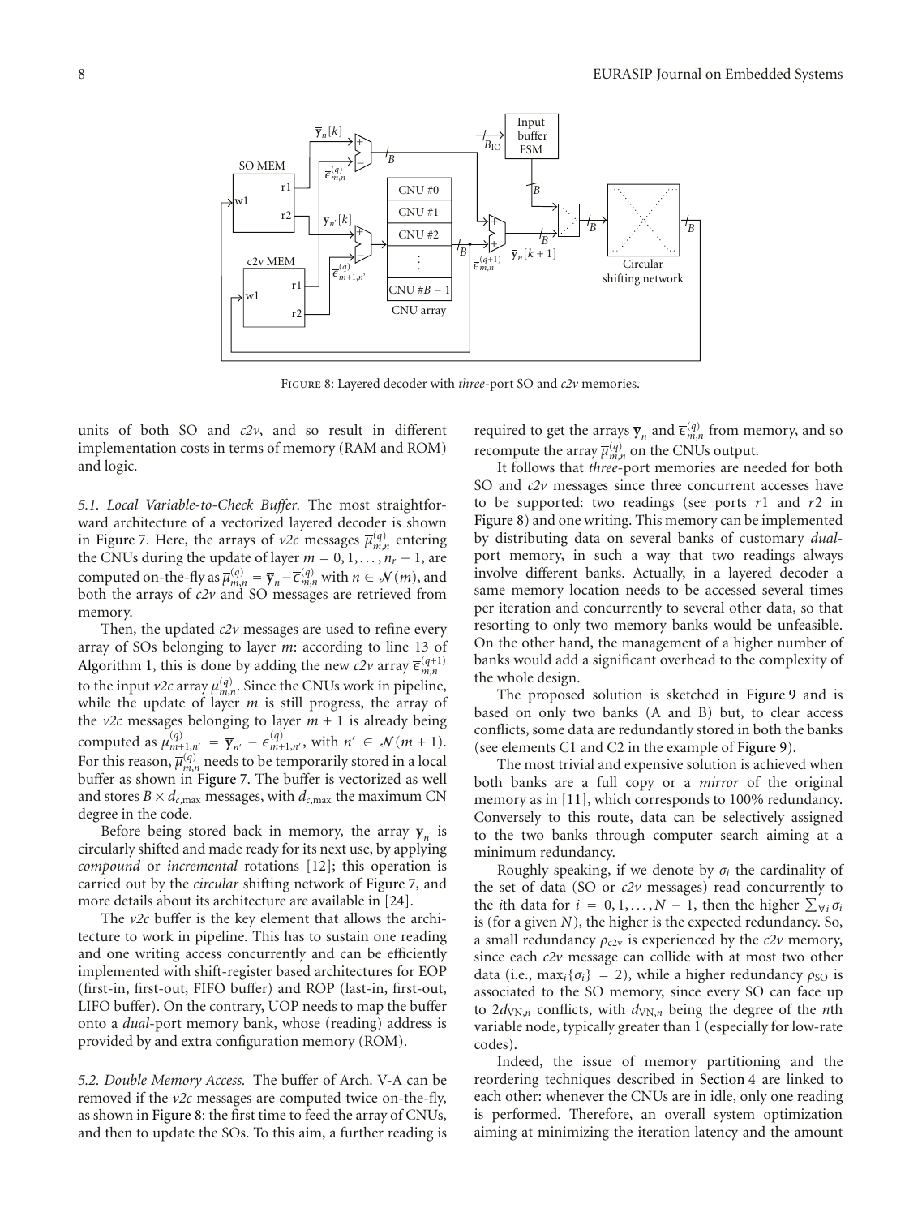Figure 8: Layered decoder with *three*-port SO and *c2v* memories.

units of both SO and *c2v*, and so result in different implementation costs in terms of memory (RAM and ROM) and logic.

*5.1. Local Variable-to-Check Buffer.* The most straightforward architecture of a vectorized layered decoder is shown in Figure 7. Here, the arrays of *v2c* messages $\overline{\mu}_{m,n}^{(q)}$ entering the CNUs during the update of layer $m = 0, 1, \ldots, n_r - 1$, are computed on-the-fly as $\overline{\mu}_{m,n}^{(q)} = \overline{\mathbf{y}}_n - \overline{\epsilon}_{m,n}^{(q)}$ with $n \in \mathcal{N}(m)$, and both the arrays of *c2v* and SO messages are retrieved from memory.

Then, the updated *c2v* messages are used to refine every array of SOs belonging to layer $m$: according to line 13 of Algorithm 1, this is done by adding the new *c2v* array $\overline{\epsilon}_{m,n}^{(q+1)}$ to the input *v2c* array $\overline{\mu}_{m,n}^{(q)}$. Since the CNUs work in pipeline, while the update of layer $m$ is still progress, the array of the *v2c* messages belonging to layer $m + 1$ is already being computed as $\overline{\mu}_{m+1,n'}^{(q)} = \overline{\mathbf{y}}_{n'} - \overline{\epsilon}_{m+1,n'}^{(q)}$, with $n' \in \mathcal{N}(m + 1)$. For this reason, $\overline{\mu}_{m,n}^{(q)}$ needs to be temporarily stored in a local buffer as shown in Figure 7. The buffer is vectorized as well and stores $B \times d_{c,\max}$ messages, with $d_{c,\max}$ the maximum CN degree in the code.

Before being stored back in memory, the array $\overline{\mathbf{y}}_n$ is circularly shifted and made ready for its next use, by applying *compound* or *incremental* rotations [12]; this operation is carried out by the *circular* shifting network of Figure 7, and more details about its architecture are available in [24].

The *v2c* buffer is the key element that allows the architecture to work in pipeline. This has to sustain one reading and one writing access concurrently and can be efficiently implemented with shift-register based architectures for EOP (first-in, first-out, FIFO buffer) and ROP (last-in, first-out, LIFO buffer). On the contrary, UOP needs to map the buffer onto a *dual*-port memory bank, whose (reading) address is provided by and extra configuration memory (ROM).

*5.2. Double Memory Access.* The buffer of Arch. V-A can be removed if the *v2c* messages are computed twice on-the-fly, as shown in Figure 8: the first time to feed the array of CNUs, and then to update the SOs. To this aim, a further reading is required to get the arrays $\overline{\mathbf{y}}_n$ and $\overline{\epsilon}_{m,n}^{(q)}$ from memory, and so recompute the array $\overline{\mu}_{m,n}^{(q)}$ on the CNUs output.

It follows that *three*-port memories are needed for both SO and *c2v* messages since three concurrent accesses have to be supported: two readings (see ports $r1$ and $r2$ in Figure 8) and one writing. This memory can be implemented by distributing data on several banks of customary *dual*-port memory, in such a way that two readings always involve different banks. Actually, in a layered decoder a same memory location needs to be accessed several times per iteration and concurrently to several other data, so that resorting to only two memory banks would be unfeasible. On the other hand, the management of a higher number of banks would add a significant overhead to the complexity of the whole design.

The proposed solution is sketched in Figure 9 and is based on only two banks (A and B) but, to clear access conflicts, some data are redundantly stored in both the banks (see elements C1 and C2 in the example of Figure 9).

The most trivial and expensive solution is achieved when both banks are a full copy or a *mirror* of the original memory as in [11], which corresponds to 100% redundancy. Conversely to this route, data can be selectively assigned to the two banks through computer search aiming at a minimum redundancy.

Roughly speaking, if we denote by $\sigma_i$ the cardinality of the set of data (SO or *c2v* messages) read concurrently to the $i$th data for $i = 0, 1, \ldots, N - 1$, then the higher $\sum_{\forall i} \sigma_i$ is (for a given $N$), the higher is the expected redundancy. So, a small redundancy $\rho_{c2v}$ is experienced by the *c2v* memory, since each *c2v* message can collide with at most two other data (i.e., $\max_i\{\sigma_i\} = 2$), while a higher redundancy $\rho_{SO}$ is associated to the SO memory, since every SO can face up to $2d_{VN,n}$ conflicts, with $d_{VN,n}$ being the degree of the $n$th variable node, typically greater than 1 (especially for low-rate codes).

Indeed, the issue of memory partitioning and the reordering techniques described in Section 4 are linked to each other: whenever the CNUs are in idle, only one reading is performed. Therefore, an overall system optimization aiming at minimizing the iteration latency and the amount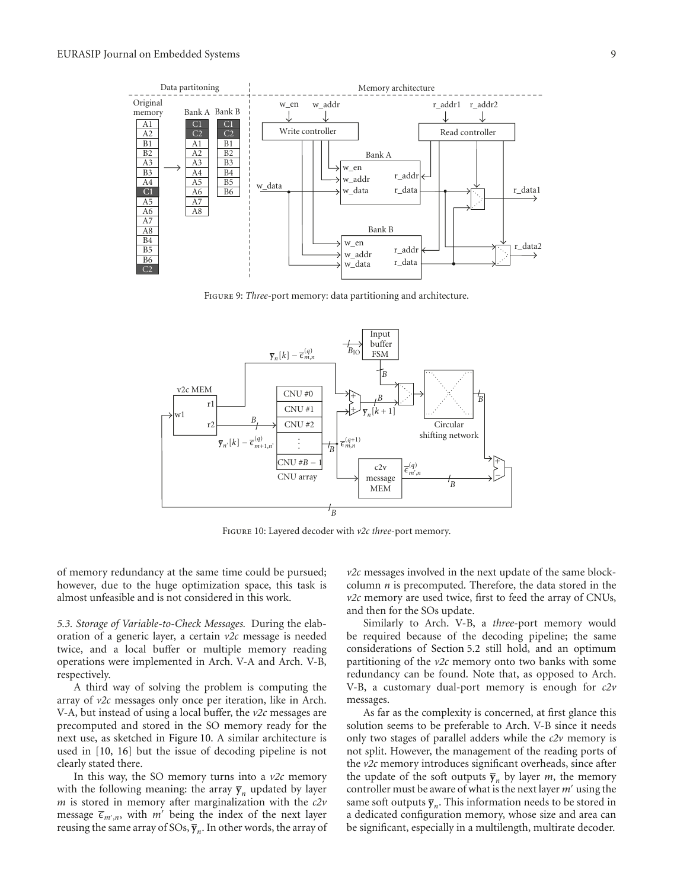Figure 9: *Three*-port memory: data partitioning and architecture.

Figure 10: Layered decoder with *v2c three*-port memory.

of memory redundancy at the same time could be pursued; however, due to the huge optimization space, this task is almost unfeasible and is not considered in this work.

*5.3. Storage of Variable-to-Check Messages.* During the elaboration of a generic layer, a certain *v2c* message is needed twice, and a local buffer or multiple memory reading operations were implemented in Arch. V-A and Arch. V-B, respectively.

A third way of solving the problem is computing the array of *v2c* messages only once per iteration, like in Arch. V-A, but instead of using a local buffer, the *v2c* messages are precomputed and stored in the SO memory ready for the next use, as sketched in Figure 10. A similar architecture is used in [10, 16] but the issue of decoding pipeline is not clearly stated there.

In this way, the SO memory turns into a *v2c* memory with the following meaning: the array $\overline{\mathbf{y}}_n$ updated by layer $m$ is stored in memory after marginalization with the *c2v* message $\overline{\epsilon}_{m',n}$, with $m'$ being the index of the next layer reusing the same array of SOs, $\overline{\mathbf{y}}_n$. In other words, the array of *v2c* messages involved in the next update of the same block-column $n$ is precomputed. Therefore, the data stored in the *v2c* memory are used twice, first to feed the array of CNUs, and then for the SOs update.

Similarly to Arch. V-B, a *three*-port memory would be required because of the decoding pipeline; the same considerations of Section 5.2 still hold, and an optimum partitioning of the *v2c* memory onto two banks with some redundancy can be found. Note that, as opposed to Arch. V-B, a customary dual-port memory is enough for *c2v* messages.

As far as the complexity is concerned, at first glance this solution seems to be preferable to Arch. V-B since it needs only two stages of parallel adders while the *c2v* memory is not split. However, the management of the reading ports of the *v2c* memory introduces significant overheads, since after the update of the soft outputs $\overline{\mathbf{y}}_n$ by layer $m$, the memory controller must be aware of what is the next layer $m'$ using the same soft outputs $\overline{\mathbf{y}}_n$. This information needs to be stored in a dedicated configuration memory, whose size and area can be significant, especially in a multilength, multirate decoder.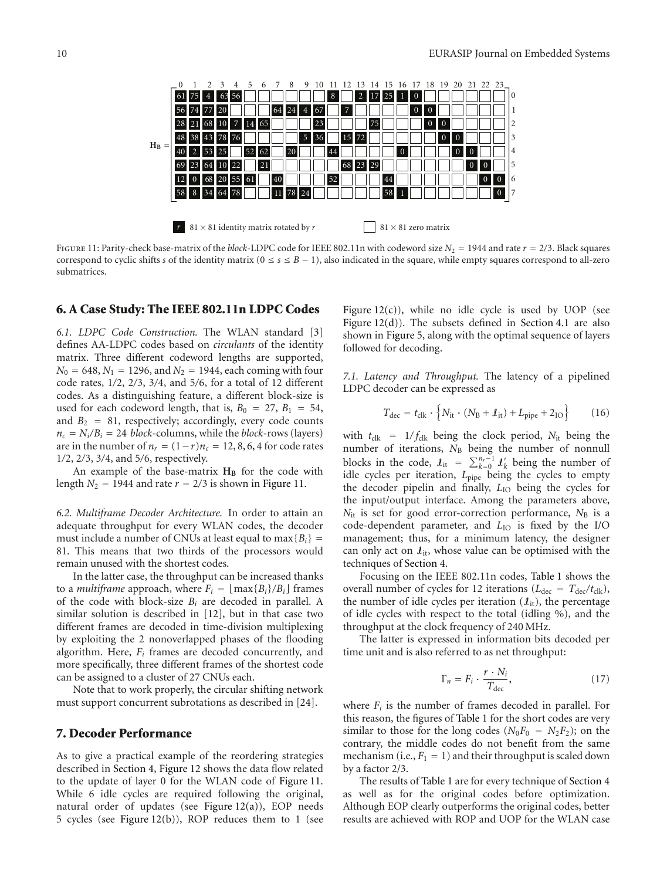$\mathbf{H_B} =$

| | 0 | 1 | 2 | 3 | 4 | 5 | 6 | 7 | 8 | 9 | 10 | 11 | 12 | 13 | 14 | 15 | 16 | 17 | 18 | 19 | 20 | 21 | 22 | 23 |
|---|---|---|---|---|---|---|---|---|---|---|---|---|---|---|---|---|---|---|---|---|---|---|---|---|
| 0 | 61 | 75 | 4 | 63 | 56 | | | | | | | 8 | | 2 | 17 | 25 | 1 | 0 | | | | | | |
| 1 | 56 | 74 | 77 | 20 | | | | 64 | 24 | 4 | 67 | | 7 | | | | | 0 | 0 | | | | | |
| 2 | 28 | 21 | 68 | 10 | 7 | 14 | 65 | | | | 23 | | | | 75 | | | | 0 | 0 | | | | |
| 3 | 48 | 38 | 43 | 78 | 76 | | | | | 5 | 36 | | 15 | 72 | | | | | | 0 | 0 | | | |
| 4 | 40 | 2 | 53 | 25 | | 52 | 62 | | 20 | | | 44 | | | | | 0 | | | | 0 | 0 | | |
| 5 | 69 | 23 | 64 | 10 | 22 | | 21 | | | | | | 68 | 23 | 29 | | | | | | | 0 | 0 | |
| 6 | 12 | 0 | 68 | 20 | 55 | 61 | | 40 | | | | 52 | | | | 44 | | | | | | | 0 | 0 |
| 7 | 58 | 8 | 34 | 64 | 78 | | | 11 | 78 | 24 | | | | | | 58 | 1 | | | | | | | 0 |

*r*: $81 \times 81$ identity matrix rotated by $r$ &nbsp;&nbsp;&nbsp; (empty): $81 \times 81$ zero matrix

Figure 11: Parity-check base-matrix of the *block*-LDPC code for IEEE 802.11n with codeword size $N_2 = 1944$ and rate $r = 2/3$. Black squares correspond to cyclic shifts $s$ of the identity matrix ($0 \le s \le B - 1$), also indicated in the square, while empty squares correspond to all-zero submatrices.

## 6. A Case Study: The IEEE 802.11n LDPC Codes

*6.1. LDPC Code Construction.* The WLAN standard [3] defines AA-LDPC codes based on *circulants* of the identity matrix. Three different codeword lengths are supported, $N_0 = 648$, $N_1 = 1296$, and $N_2 = 1944$, each coming with four code rates, 1/2, 2/3, 3/4, and 5/6, for a total of 12 different codes. As a distinguishing feature, a different block-size is used for each codeword length, that is, $B_0 = 27$, $B_1 = 54$, and $B_2 = 81$, respectively; accordingly, every code counts $n_c = N_i/B_i = 24$ *block*-columns, while the *block*-rows (layers) are in the number of $n_r = (1-r)n_c = 12, 8, 6, 4$ for code rates 1/2, 2/3, 3/4, and 5/6, respectively.

An example of the base-matrix $\mathbf{H_B}$ for the code with length $N_2 = 1944$ and rate $r = 2/3$ is shown in Figure 11.

*6.2. Multiframe Decoder Architecture.* In order to attain an adequate throughput for every WLAN codes, the decoder must include a number of CNUs at least equal to $\max\{B_i\} = 81$. This means that two thirds of the processors would remain unused with the shortest codes.

In the latter case, the throughput can be increased thanks to a *multiframe* approach, where $F_i = \lfloor \max\{B_i\}/B_i \rfloor$ frames of the code with block-size $B_i$ are decoded in parallel. A similar solution is described in [12], but in that case two different frames are decoded in time-division multiplexing by exploiting the 2 nonoverlapped phases of the flooding algorithm. Here, $F_i$ frames are decoded concurrently, and more specifically, three different frames of the shortest code can be assigned to a cluster of 27 CNUs each.

Note that to work properly, the circular shifting network must support concurrent subrotations as described in [24].

## 7. Decoder Performance

As to give a practical example of the reordering strategies described in Section 4, Figure 12 shows the data flow related to the update of layer 0 for the WLAN code of Figure 11. While 6 idle cycles are required following the original, natural order of updates (see Figure 12(a)), EOP needs 5 cycles (see Figure 12(b)), ROP reduces them to 1 (see Figure 12(c)), while no idle cycle is used by UOP (see Figure 12(d)). The subsets defined in Section 4.1 are also shown in Figure 5, along with the optimal sequence of layers followed for decoding.

*7.1. Latency and Throughput.* The latency of a pipelined LDPC decoder can be expressed as

$$T_{\text{dec}} = t_{\text{clk}} \cdot \left\{ N_{\text{it}} \cdot (N_B + \mathcal{I}_{\text{it}}) + L_{\text{pipe}} + 2_{\text{IO}} \right\} \qquad (16)$$

with $t_{\text{clk}} = 1/f_{\text{clk}}$ being the clock period, $N_{\text{it}}$ being the number of iterations, $N_B$ being the number of nonnull blocks in the code, $\mathcal{I}_{\text{it}} = \sum_{k=0}^{n_r-1} \mathcal{I}'_k$ being the number of idle cycles per iteration, $L_{\text{pipe}}$ being the cycles to empty the decoder pipelin and finally, $L_{\text{IO}}$ being the cycles for the input/output interface. Among the parameters above, $N_{\text{it}}$ is set for good error-correction performance, $N_B$ is a code-dependent parameter, and $L_{\text{IO}}$ is fixed by the I/O management; thus, for a minimum latency, the designer can only act on $\mathcal{I}_{\text{it}}$, whose value can be optimised with the techniques of Section 4.

Focusing on the IEEE 802.11n codes, Table 1 shows the overall number of cycles for 12 iterations ($L_{\text{dec}} = T_{\text{dec}}/t_{\text{clk}}$), the number of idle cycles per iteration ($\mathcal{I}_{\text{it}}$), the percentage of idle cycles with respect to the total (idling %), and the throughput at the clock frequency of 240 MHz.

The latter is expressed in information bits decoded per time unit and is also referred to as net throughput:

$$\Gamma_n = F_i \cdot \frac{r \cdot N_i}{T_{\text{dec}}}, \qquad (17)$$

where $F_i$ is the number of frames decoded in parallel. For this reason, the figures of Table 1 for the short codes are very similar to those for the long codes ($N_0F_0 = N_2F_2$); on the contrary, the middle codes do not benefit from the same mechanism (i.e., $F_1 = 1$) and their throughput is scaled down by a factor 2/3.

The results of Table 1 are for every technique of Section 4 as well as for the original codes before optimization. Although EOP clearly outperforms the original codes, better results are achieved with ROP and UOP for the WLAN case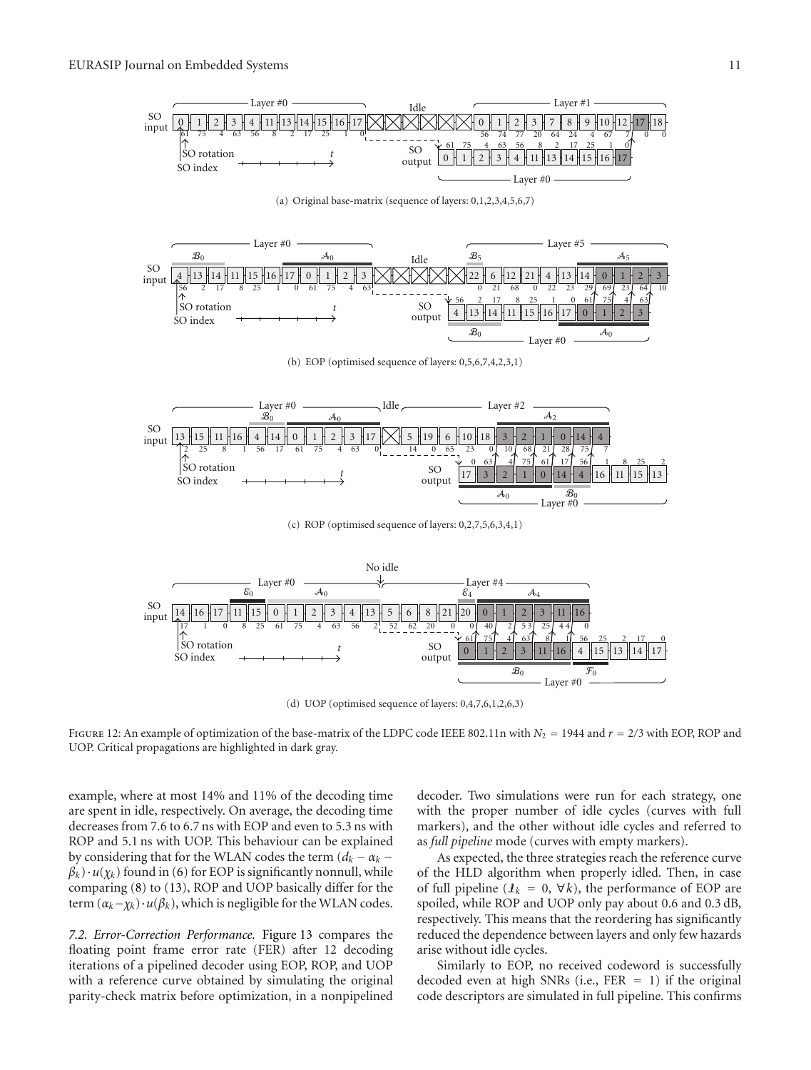(a) Original base-matrix (sequence of layers: 0,1,2,3,4,5,6,7)

(b) EOP (optimised sequence of layers: 0,5,6,7,4,2,3,1)

(c) ROP (optimised sequence of layers: 0,2,7,5,6,3,4,1)

(d) UOP (optimised sequence of layers: 0,4,7,6,1,2,6,3)

Figure 12: An example of optimization of the base-matrix of the LDPC code IEEE 802.11n with $N_2 = 1944$ and $r = 2/3$ with EOP, ROP and UOP. Critical propagations are highlighted in dark gray.

example, where at most 14% and 11% of the decoding time are spent in idle, respectively. On average, the decoding time decreases from 7.6 to 6.7 ns with EOP and even to 5.3 ns with ROP and 5.1 ns with UOP. This behaviour can be explained by considering that for the WLAN codes the term $(d_k - \alpha_k - \beta_k) \cdot u(\chi_k)$ found in (6) for EOP is significantly nonnull, while comparing (8) to (13), ROP and UOP basically differ for the term $(\alpha_k - \chi_k) \cdot u(\beta_k)$, which is negligible for the WLAN codes.

*7.2. Error-Correction Performance.* Figure 13 compares the floating point frame error rate (FER) after 12 decoding iterations of a pipelined decoder using EOP, ROP, and UOP with a reference curve obtained by simulating the original parity-check matrix before optimization, in a nonpipelined decoder. Two simulations were run for each strategy, one with the proper number of idle cycles (curves with full markers), and the other without idle cycles and referred to as *full pipeline* mode (curves with empty markers).

As expected, the three strategies reach the reference curve of the HLD algorithm when properly idled. Then, in case of full pipeline ($\mathcal{I}_k = 0, \forall k$), the performance of EOP are spoiled, while ROP and UOP only pay about 0.6 and 0.3 dB, respectively. This means that the reordering has significantly reduced the dependence between layers and only few hazards arise without idle cycles.

Similarly to EOP, no received codeword is successfully decoded even at high SNRs (i.e., FER = 1) if the original code descriptors are simulated in full pipeline. This confirms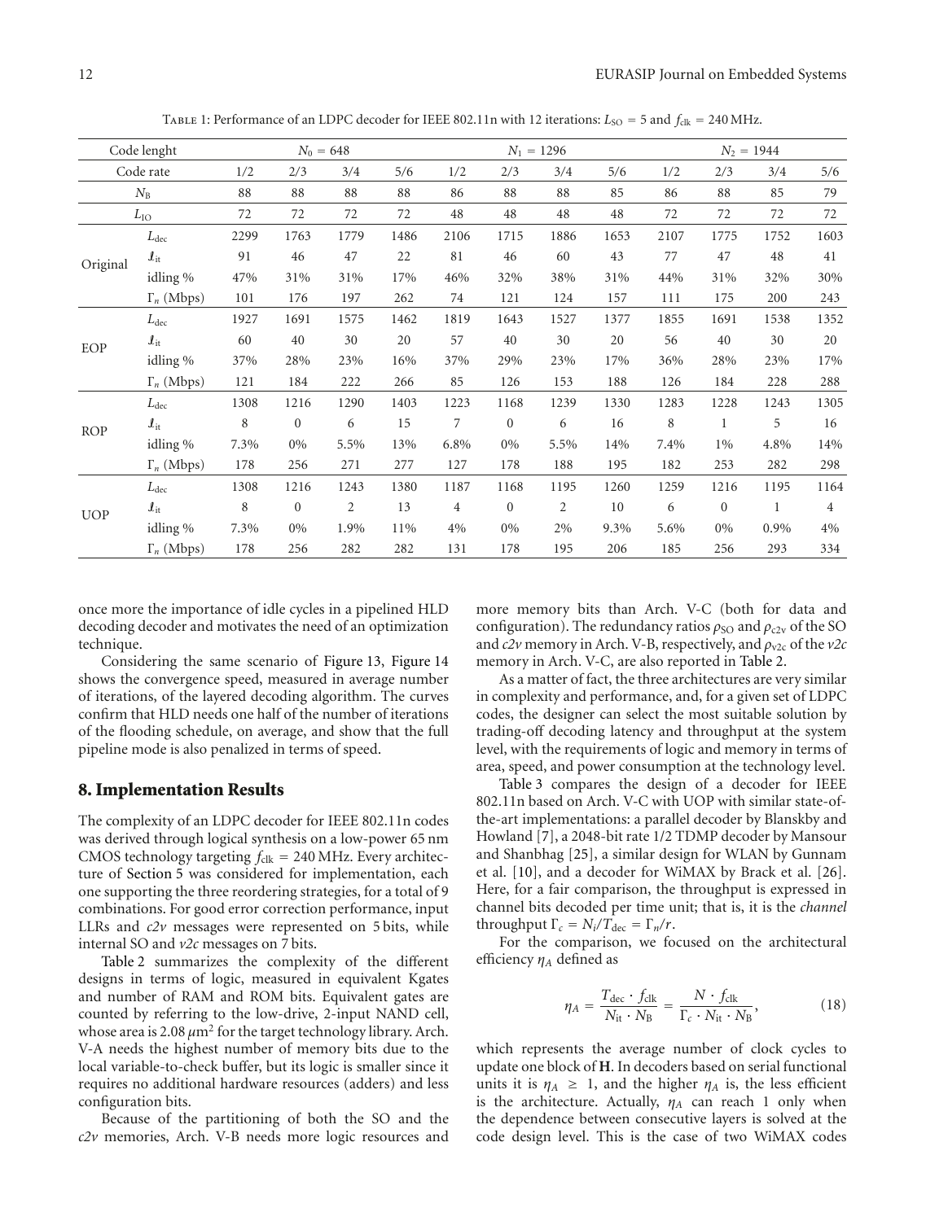Table 1: Performance of an LDPC decoder for IEEE 802.11n with 12 iterations: $L_{SO} = 5$ and $f_{clk} = 240$ MHz.

| Code lenght | | $N_0 = 648$ | | | | $N_1 = 1296$ | | | | $N_2 = 1944$ | | | |
|---|---|---|---|---|---|---|---|---|---|---|---|---|---|
| Code rate | | 1/2 | 2/3 | 3/4 | 5/6 | 1/2 | 2/3 | 3/4 | 5/6 | 1/2 | 2/3 | 3/4 | 5/6 |
| $N_B$ | | 88 | 88 | 88 | 88 | 86 | 88 | 88 | 85 | 86 | 88 | 85 | 79 |
| $L_{IO}$ | | 72 | 72 | 72 | 72 | 48 | 48 | 48 | 48 | 72 | 72 | 72 | 72 |
| Original | $L_{dec}$ | 2299 | 1763 | 1779 | 1486 | 2106 | 1715 | 1886 | 1653 | 2107 | 1775 | 1752 | 1603 |
| | $I_{it}$ | 91 | 46 | 47 | 22 | 81 | 46 | 60 | 43 | 77 | 47 | 48 | 41 |
| | idling % | 47% | 31% | 31% | 17% | 46% | 32% | 38% | 31% | 44% | 31% | 32% | 30% |
| | $\Gamma_n$ (Mbps) | 101 | 176 | 197 | 262 | 74 | 121 | 124 | 157 | 111 | 175 | 200 | 243 |
| EOP | $L_{dec}$ | 1927 | 1691 | 1575 | 1462 | 1819 | 1643 | 1527 | 1377 | 1855 | 1691 | 1538 | 1352 |
| | $I_{it}$ | 60 | 40 | 30 | 20 | 57 | 40 | 30 | 20 | 56 | 40 | 30 | 20 |
| | idling % | 37% | 28% | 23% | 16% | 37% | 29% | 23% | 17% | 36% | 28% | 23% | 17% |
| | $\Gamma_n$ (Mbps) | 121 | 184 | 222 | 266 | 85 | 126 | 153 | 188 | 126 | 184 | 228 | 288 |
| ROP | $L_{dec}$ | 1308 | 1216 | 1290 | 1403 | 1223 | 1168 | 1239 | 1330 | 1283 | 1228 | 1243 | 1305 |
| | $I_{it}$ | 8 | 0 | 6 | 15 | 7 | 0 | 6 | 16 | 8 | 1 | 5 | 16 |
| | idling % | 7.3% | 0% | 5.5% | 13% | 6.8% | 0% | 5.5% | 14% | 7.4% | 1% | 4.8% | 14% |
| | $\Gamma_n$ (Mbps) | 178 | 256 | 271 | 277 | 127 | 178 | 188 | 195 | 182 | 253 | 282 | 298 |
| UOP | $L_{dec}$ | 1308 | 1216 | 1243 | 1380 | 1187 | 1168 | 1195 | 1260 | 1259 | 1216 | 1195 | 1164 |
| | $I_{it}$ | 8 | 0 | 2 | 13 | 4 | 0 | 2 | 10 | 6 | 0 | 1 | 4 |
| | idling % | 7.3% | 0% | 1.9% | 11% | 4% | 0% | 2% | 9.3% | 5.6% | 0% | 0.9% | 4% |
| | $\Gamma_n$ (Mbps) | 178 | 256 | 282 | 282 | 131 | 178 | 195 | 206 | 185 | 256 | 293 | 334 |

once more the importance of idle cycles in a pipelined HLD decoding decoder and motivates the need of an optimization technique.

Considering the same scenario of Figure 13, Figure 14 shows the convergence speed, measured in average number of iterations, of the layered decoding algorithm. The curves confirm that HLD needs one half of the number of iterations of the flooding schedule, on average, and show that the full pipeline mode is also penalized in terms of speed.

## 8. Implementation Results

The complexity of an LDPC decoder for IEEE 802.11n codes was derived through logical synthesis on a low-power 65 nm CMOS technology targeting $f_{clk} = 240$ MHz. Every architecture of Section 5 was considered for implementation, each one supporting the three reordering strategies, for a total of 9 combinations. For good error correction performance, input LLRs and *c2v* messages were represented on 5 bits, while internal SO and *v2c* messages on 7 bits.

Table 2 summarizes the complexity of the different designs in terms of logic, measured in equivalent Kgates and number of RAM and ROM bits. Equivalent gates are counted by referring to the low-drive, 2-input NAND cell, whose area is 2.08 $\mu m^2$ for the target technology library. Arch. V-A needs the highest number of memory bits due to the local variable-to-check buffer, but its logic is smaller since it requires no additional hardware resources (adders) and less configuration bits.

Because of the partitioning of both the SO and the *c2v* memories, Arch. V-B needs more logic resources and more memory bits than Arch. V-C (both for data and configuration). The redundancy ratios $\rho_{SO}$ and $\rho_{c2v}$ of the SO and *c2v* memory in Arch. V-B, respectively, and $\rho_{v2c}$ of the *v2c* memory in Arch. V-C, are also reported in Table 2.

As a matter of fact, the three architectures are very similar in complexity and performance, and, for a given set of LDPC codes, the designer can select the most suitable solution by trading-off decoding latency and throughput at the system level, with the requirements of logic and memory in terms of area, speed, and power consumption at the technology level.

Table 3 compares the design of a decoder for IEEE 802.11n based on Arch. V-C with UOP with similar state-of-the-art implementations: a parallel decoder by Blanskby and Howland [7], a 2048-bit rate 1/2 TDMP decoder by Mansour and Shanbhag [25], a similar design for WLAN by Gunnam et al. [10], and a decoder for WiMAX by Brack et al. [26]. Here, for a fair comparison, the throughput is expressed in channel bits decoded per time unit; that is, it is the *channel* throughput $\Gamma_c = N_i/T_{dec} = \Gamma_n/r$.

For the comparison, we focused on the architectural efficiency $\eta_A$ defined as

$$\eta_A = \frac{T_{dec} \cdot f_{clk}}{N_{it} \cdot N_B} = \frac{N \cdot f_{clk}}{\Gamma_c \cdot N_{it} \cdot N_B}, \tag{18}$$

which represents the average number of clock cycles to update one block of **H**. In decoders based on serial functional units it is $\eta_A \geq 1$, and the higher $\eta_A$ is, the less efficient is the architecture. Actually, $\eta_A$ can reach 1 only when the dependence between consecutive layers is solved at the code design level. This is the case of two WiMAX codes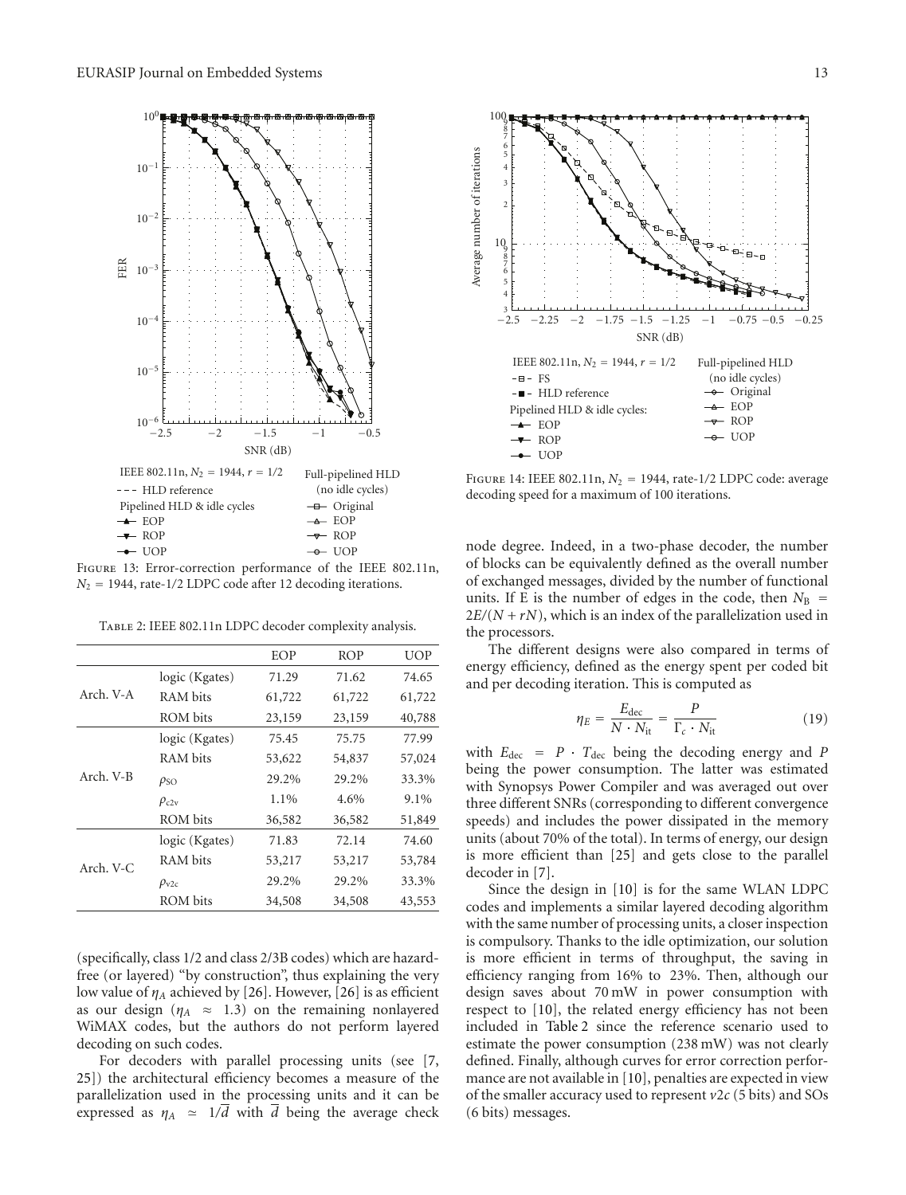Figure 13: Error-correction performance of the IEEE 802.11n, $N_2 = 1944$, rate-1/2 LDPC code after 12 decoding iterations.

Figure 14: IEEE 802.11n, $N_2 = 1944$, rate-1/2 LDPC code: average decoding speed for a maximum of 100 iterations.

Table 2: IEEE 802.11n LDPC decoder complexity analysis.

| | | EOP | ROP | UOP |
|---|---|---|---|---|
| Arch. V-A | logic (Kgates) | 71.29 | 71.62 | 74.65 |
| | RAM bits | 61,722 | 61,722 | 61,722 |
| | ROM bits | 23,159 | 23,159 | 40,788 |
| Arch. V-B | logic (Kgates) | 75.45 | 75.75 | 77.99 |
| | RAM bits | 53,622 | 54,837 | 57,024 |
| | $\rho_{SO}$ | 29.2% | 29.2% | 33.3% |
| | $\rho_{c2v}$ | 1.1% | 4.6% | 9.1% |
| | ROM bits | 36,582 | 36,582 | 51,849 |
| Arch. V-C | logic (Kgates) | 71.83 | 72.14 | 74.60 |
| | RAM bits | 53,217 | 53,217 | 53,784 |
| | $\rho_{v2c}$ | 29.2% | 29.2% | 33.3% |
| | ROM bits | 34,508 | 34,508 | 43,553 |

(specifically, class 1/2 and class 2/3B codes) which are hazard-free (or layered) "by construction", thus explaining the very low value of $\eta_A$ achieved by [26]. However, [26] is as efficient as our design ($\eta_A \approx 1.3$) on the remaining nonlayered WiMAX codes, but the authors do not perform layered decoding on such codes.

For decoders with parallel processing units (see [7, 25]) the architectural efficiency becomes a measure of the parallelization used in the processing units and it can be expressed as $\eta_A \simeq 1/\overline{d}$ with $\overline{d}$ being the average check node degree. Indeed, in a two-phase decoder, the number of blocks can be equivalently defined as the overall number of exchanged messages, divided by the number of functional units. If E is the number of edges in the code, then $N_B = 2E/(N + rN)$, which is an index of the parallelization used in the processors.

The different designs were also compared in terms of energy efficiency, defined as the energy spent per coded bit and per decoding iteration. This is computed as

$$\eta_E = \frac{E_{\text{dec}}}{N \cdot N_{\text{it}}} = \frac{P}{\Gamma_c \cdot N_{\text{it}}} \tag{19}$$

with $E_{\text{dec}} = P \cdot T_{\text{dec}}$ being the decoding energy and $P$ being the power consumption. The latter was estimated with Synopsys Power Compiler and was averaged out over three different SNRs (corresponding to different convergence speeds) and includes the power dissipated in the memory units (about 70% of the total). In terms of energy, our design is more efficient than [25] and gets close to the parallel decoder in [7].

Since the design in [10] is for the same WLAN LDPC codes and implements a similar layered decoding algorithm with the same number of processing units, a closer inspection is compulsory. Thanks to the idle optimization, our solution is more efficient in terms of throughput, the saving in efficiency ranging from 16% to 23%. Then, although our design saves about 70 mW in power consumption with respect to [10], the related energy efficiency has not been included in Table 2 since the reference scenario used to estimate the power consumption (238 mW) was not clearly defined. Finally, although curves for error correction performance are not available in [10], penalties are expected in view of the smaller accuracy used to represent $v2c$ (5 bits) and SOs (6 bits) messages.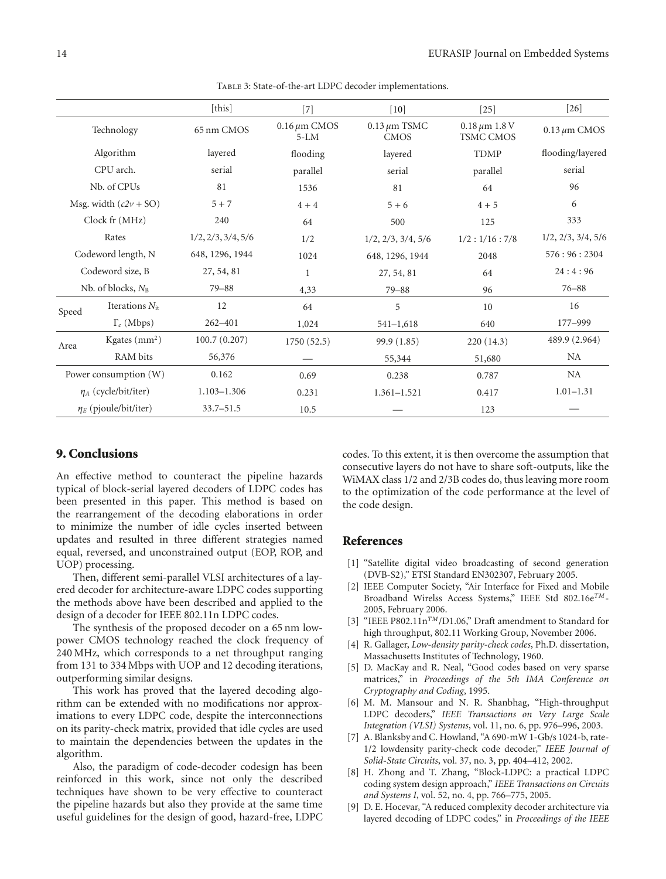Table 3: State-of-the-art LDPC decoder implementations.

| | | [this] | [7] | [10] | [25] | [26] |
|---|---|---|---|---|---|---|
| Technology | | 65 nm CMOS | 0.16 $\mu$m CMOS 5-LM | 0.13 $\mu$m TSMC CMOS | 0.18 $\mu$m 1.8 V TSMC CMOS | 0.13 $\mu$m CMOS |
| Algorithm | | layered | flooding | layered | TDMP | flooding/layered |
| CPU arch. | | serial | parallel | serial | parallel | serial |
| Nb. of CPUs | | 81 | 1536 | 81 | 64 | 96 |
| Msg. width ($c2v$ + SO) | | 5 + 7 | 4 + 4 | 5 + 6 | 4 + 5 | 6 |
| Clock fr (MHz) | | 240 | 64 | 500 | 125 | 333 |
| Rates | | 1/2, 2/3, 3/4, 5/6 | 1/2 | 1/2, 2/3, 3/4, 5/6 | 1/2 : 1/16 : 7/8 | 1/2, 2/3, 3/4, 5/6 |
| Codeword length, N | | 648, 1296, 1944 | 1024 | 648, 1296, 1944 | 2048 | 576 : 96 : 2304 |
| Codeword size, B | | 27, 54, 81 | 1 | 27, 54, 81 | 64 | 24 : 4 : 96 |
| Nb. of blocks, $N_B$ | | 79–88 | 4,33 | 79–88 | 96 | 76–88 |
| Speed | Iterations $N_{it}$ | 12 | 64 | 5 | 10 | 16 |
| | $\Gamma_c$ (Mbps) | 262–401 | 1,024 | 541–1,618 | 640 | 177–999 |
| Area | Kgates (mm$^2$) | 100.7 (0.207) | 1750 (52.5) | 99.9 (1.85) | 220 (14.3) | 489.9 (2.964) |
| | RAM bits | 56,376 | — | 55,344 | 51,680 | NA |
| Power consumption (W) | | 0.162 | 0.69 | 0.238 | 0.787 | NA |
| $\eta_A$ (cycle/bit/iter) | | 1.103–1.306 | 0.231 | 1.361–1.521 | 0.417 | 1.01–1.31 |
| $\eta_E$ (pjoule/bit/iter) | | 33.7–51.5 | 10.5 | — | 123 | — |

## 9. Conclusions

An effective method to counteract the pipeline hazards typical of block-serial layered decoders of LDPC codes has been presented in this paper. This method is based on the rearrangement of the decoding elaborations in order to minimize the number of idle cycles inserted between updates and resulted in three different strategies named equal, reversed, and unconstrained output (EOP, ROP, and UOP) processing.

Then, different semi-parallel VLSI architectures of a layered decoder for architecture-aware LDPC codes supporting the methods above have been described and applied to the design of a decoder for IEEE 802.11n LDPC codes.

The synthesis of the proposed decoder on a 65 nm low-power CMOS technology reached the clock frequency of 240 MHz, which corresponds to a net throughput ranging from 131 to 334 Mbps with UOP and 12 decoding iterations, outperforming similar designs.

This work has proved that the layered decoding algorithm can be extended with no modifications nor approximations to every LDPC code, despite the interconnections on its parity-check matrix, provided that idle cycles are used to maintain the dependencies between the updates in the algorithm.

Also, the paradigm of code-decoder codesign has been reinforced in this work, since not only the described techniques have shown to be very effective to counteract the pipeline hazards but also they provide at the same time useful guidelines for the design of good, hazard-free, LDPC codes. To this extent, it is then overcome the assumption that consecutive layers do not have to share soft-outputs, like the WiMAX class 1/2 and 2/3B codes do, thus leaving more room to the optimization of the code performance at the level of the code design.

## References

[1] "Satellite digital video broadcasting of second generation (DVB-S2)," ETSI Standard EN302307, February 2005.

[2] IEEE Computer Society, "Air Interface for Fixed and Mobile Broadband Wirelss Access Systems," IEEE Std 802.16e$^{TM}$-2005, February 2006.

[3] "IEEE P802.11n$^{TM}$/D1.06," Draft amendment to Standard for high throughput, 802.11 Working Group, November 2006.

[4] R. Gallager, *Low-density parity-check codes*, Ph.D. dissertation, Massachusetts Institutes of Technology, 1960.

[5] D. MacKay and R. Neal, "Good codes based on very sparse matrices," in *Proceedings of the 5th IMA Conference on Cryptography and Coding*, 1995.

[6] M. M. Mansour and N. R. Shanbhag, "High-throughput LDPC decoders," *IEEE Transactions on Very Large Scale Integration (VLSI) Systems*, vol. 11, no. 6, pp. 976–996, 2003.

[7] A. Blanksby and C. Howland, "A 690-mW 1-Gb/s 1024-b, rate-1/2 lowdensity parity-check code decoder," *IEEE Journal of Solid-State Circuits*, vol. 37, no. 3, pp. 404–412, 2002.

[8] H. Zhong and T. Zhang, "Block-LDPC: a practical LDPC coding system design approach," *IEEE Transactions on Circuits and Systems I*, vol. 52, no. 4, pp. 766–775, 2005.

[9] D. E. Hocevar, "A reduced complexity decoder architecture via layered decoding of LDPC codes," in *Proceedings of the IEEE*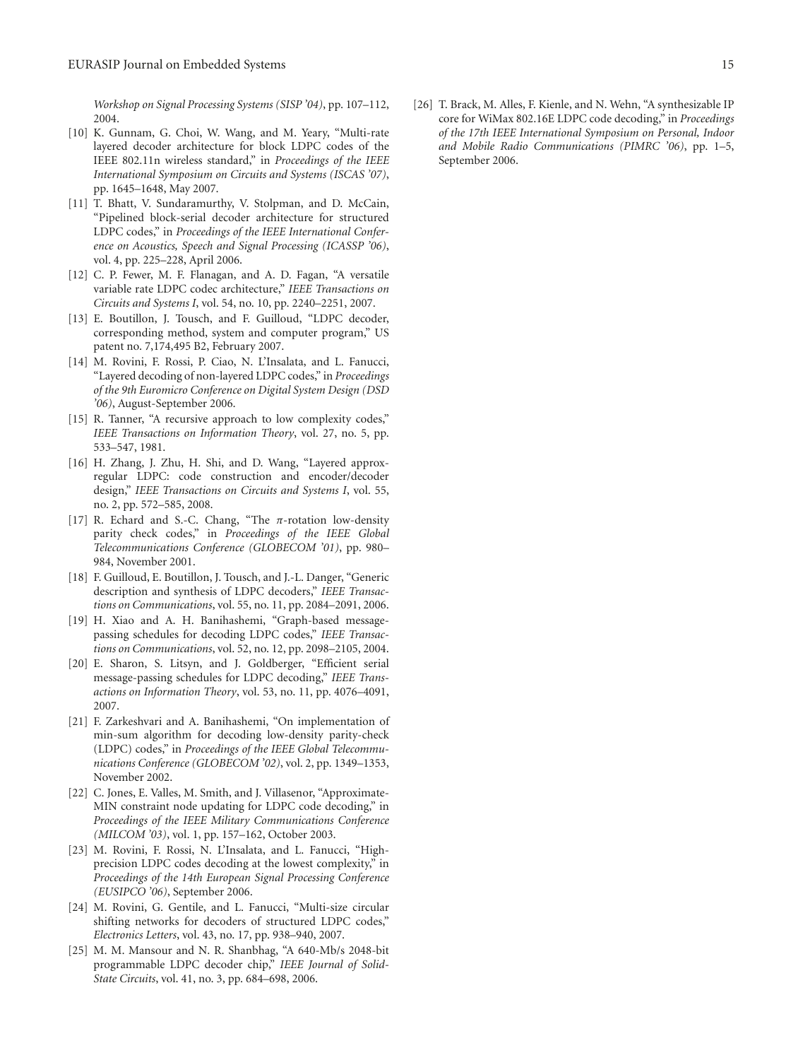*Workshop on Signal Processing Systems (SISP '04)*, pp. 107–112, 2004.

[10] K. Gunnam, G. Choi, W. Wang, and M. Yeary, "Multi-rate layered decoder architecture for block LDPC codes of the IEEE 802.11n wireless standard," in *Proceedings of the IEEE International Symposium on Circuits and Systems (ISCAS '07)*, pp. 1645–1648, May 2007.

[11] T. Bhatt, V. Sundaramurthy, V. Stolpman, and D. McCain, "Pipelined block-serial decoder architecture for structured LDPC codes," in *Proceedings of the IEEE International Conference on Acoustics, Speech and Signal Processing (ICASSP '06)*, vol. 4, pp. 225–228, April 2006.

[12] C. P. Fewer, M. F. Flanagan, and A. D. Fagan, "A versatile variable rate LDPC codec architecture," *IEEE Transactions on Circuits and Systems I*, vol. 54, no. 10, pp. 2240–2251, 2007.

[13] E. Boutillon, J. Tousch, and F. Guilloud, "LDPC decoder, corresponding method, system and computer program," US patent no. 7,174,495 B2, February 2007.

[14] M. Rovini, F. Rossi, P. Ciao, N. L'Insalata, and L. Fanucci, "Layered decoding of non-layered LDPC codes," in *Proceedings of the 9th Euromicro Conference on Digital System Design (DSD '06)*, August-September 2006.

[15] R. Tanner, "A recursive approach to low complexity codes," *IEEE Transactions on Information Theory*, vol. 27, no. 5, pp. 533–547, 1981.

[16] H. Zhang, J. Zhu, H. Shi, and D. Wang, "Layered approx-regular LDPC: code construction and encoder/decoder design," *IEEE Transactions on Circuits and Systems I*, vol. 55, no. 2, pp. 572–585, 2008.

[17] R. Echard and S.-C. Chang, "The $\pi$-rotation low-density parity check codes," in *Proceedings of the IEEE Global Telecommunications Conference (GLOBECOM '01)*, pp. 980–984, November 2001.

[18] F. Guilloud, E. Boutillon, J. Tousch, and J.-L. Danger, "Generic description and synthesis of LDPC decoders," *IEEE Transactions on Communications*, vol. 55, no. 11, pp. 2084–2091, 2006.

[19] H. Xiao and A. H. Banihashemi, "Graph-based message-passing schedules for decoding LDPC codes," *IEEE Transactions on Communications*, vol. 52, no. 12, pp. 2098–2105, 2004.

[20] E. Sharon, S. Litsyn, and J. Goldberger, "Efficient serial message-passing schedules for LDPC decoding," *IEEE Transactions on Information Theory*, vol. 53, no. 11, pp. 4076–4091, 2007.

[21] F. Zarkeshvari and A. Banihashemi, "On implementation of min-sum algorithm for decoding low-density parity-check (LDPC) codes," in *Proceedings of the IEEE Global Telecommunications Conference (GLOBECOM '02)*, vol. 2, pp. 1349–1353, November 2002.

[22] C. Jones, E. Valles, M. Smith, and J. Villasenor, "Approximate-MIN constraint node updating for LDPC code decoding," in *Proceedings of the IEEE Military Communications Conference (MILCOM '03)*, vol. 1, pp. 157–162, October 2003.

[23] M. Rovini, F. Rossi, N. L'Insalata, and L. Fanucci, "High-precision LDPC codes decoding at the lowest complexity," in *Proceedings of the 14th European Signal Processing Conference (EUSIPCO '06)*, September 2006.

[24] M. Rovini, G. Gentile, and L. Fanucci, "Multi-size circular shifting networks for decoders of structured LDPC codes," *Electronics Letters*, vol. 43, no. 17, pp. 938–940, 2007.

[25] M. M. Mansour and N. R. Shanbhag, "A 640-Mb/s 2048-bit programmable LDPC decoder chip," *IEEE Journal of Solid-State Circuits*, vol. 41, no. 3, pp. 684–698, 2006.

[26] T. Brack, M. Alles, F. Kienle, and N. Wehn, "A synthesizable IP core for WiMax 802.16E LDPC code decoding," in *Proceedings of the 17th IEEE International Symposium on Personal, Indoor and Mobile Radio Communications (PIMRC '06)*, pp. 1–5, September 2006.